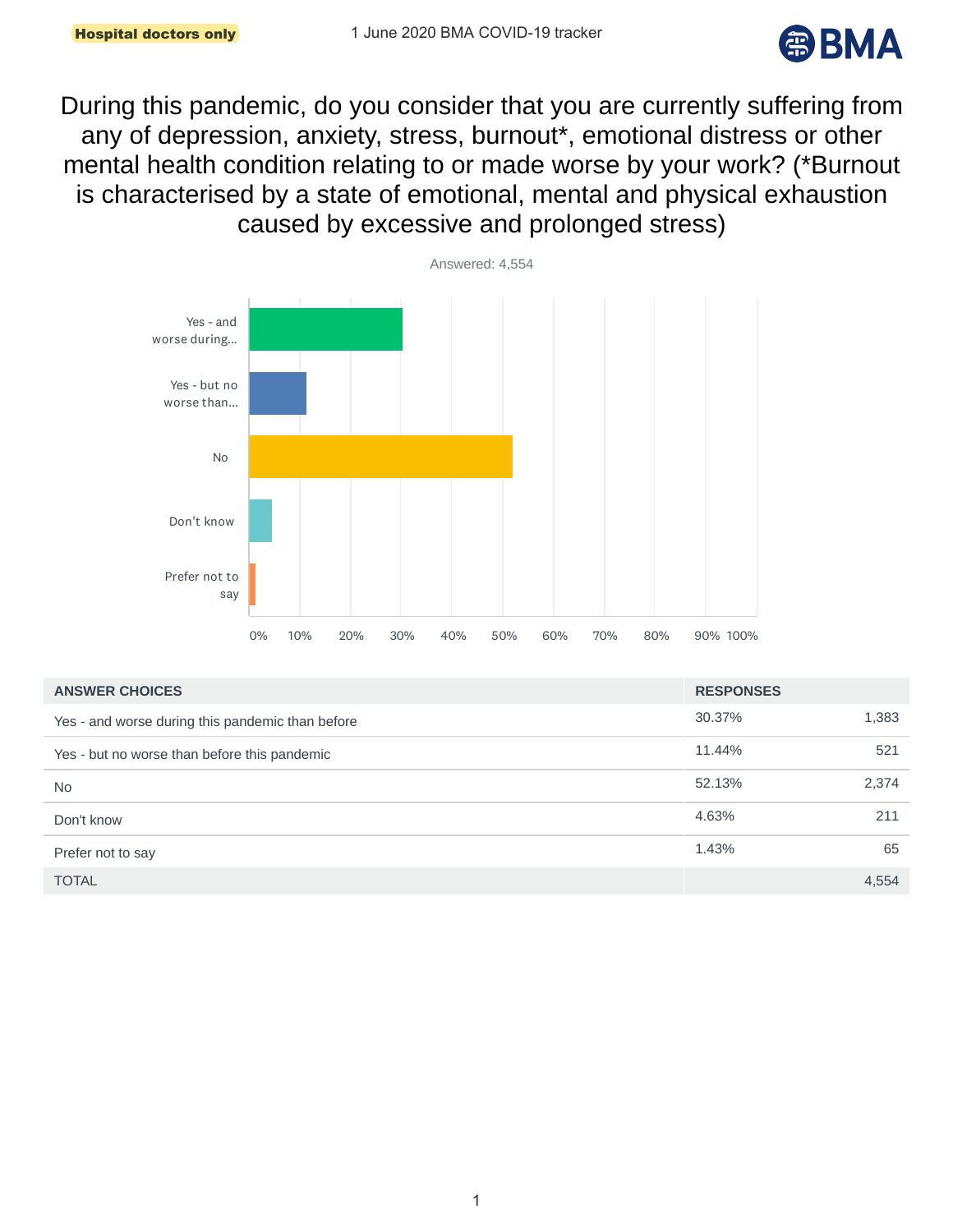Hospital doctors only

1 June 2020 BMA COVID-19 tracker

# During this pandemic, do you consider that you are currently suffering from any of depression, anxiety, stress, burnout*, emotional distress or other mental health condition relating to or made worse by your work? (*Burnout is characterised by a state of emotional, mental and physical exhaustion caused by excessive and prolonged stress)

Answered: 4,554

| ANSWER CHOICES | RESPONSES | |
|---|---|---|
| Yes - and worse during this pandemic than before | 30.37% | 1,383 |
| Yes - but no worse than before this pandemic | 11.44% | 521 |
| No | 52.13% | 2,374 |
| Don't know | 4.63% | 211 |
| Prefer not to say | 1.43% | 65 |
| TOTAL | | 4,554 |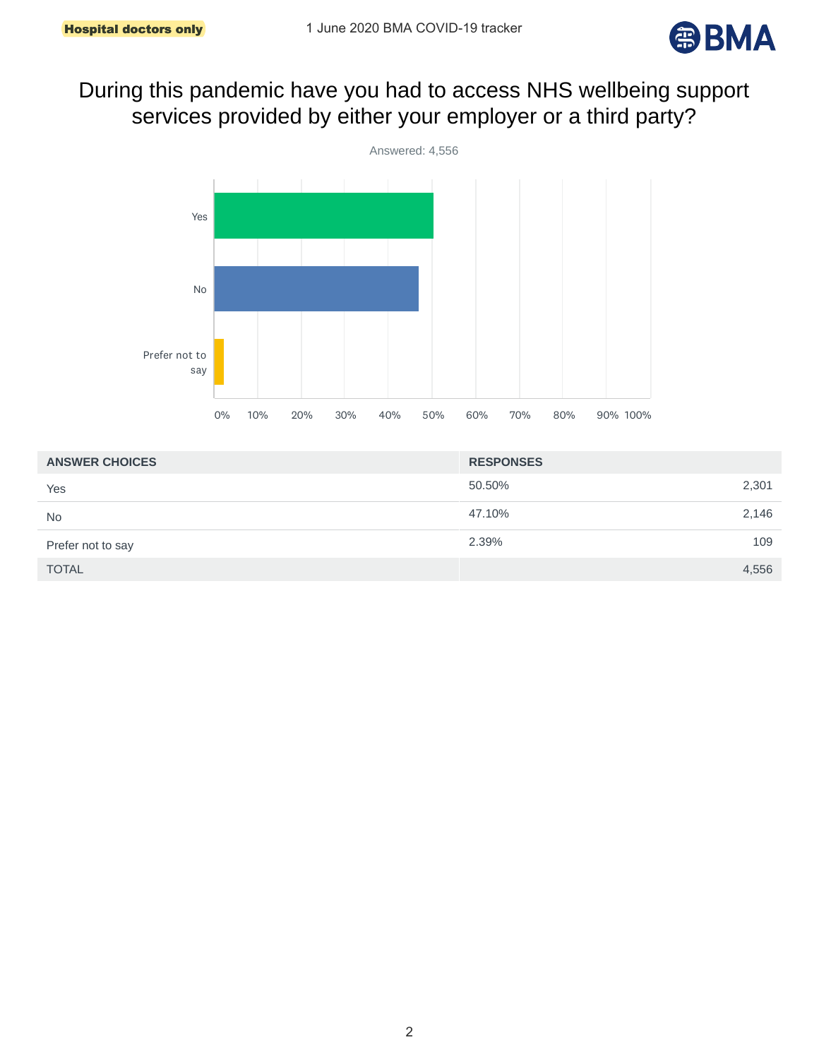# During this pandemic have you had to access NHS wellbeing support services provided by either your employer or a third party?

Answered: 4,556

| ANSWER CHOICES | RESPONSES | |
|---|---|---|
| Yes | 50.50% | 2,301 |
| No | 47.10% | 2,146 |
| Prefer not to say | 2.39% | 109 |
| TOTAL | | 4,556 |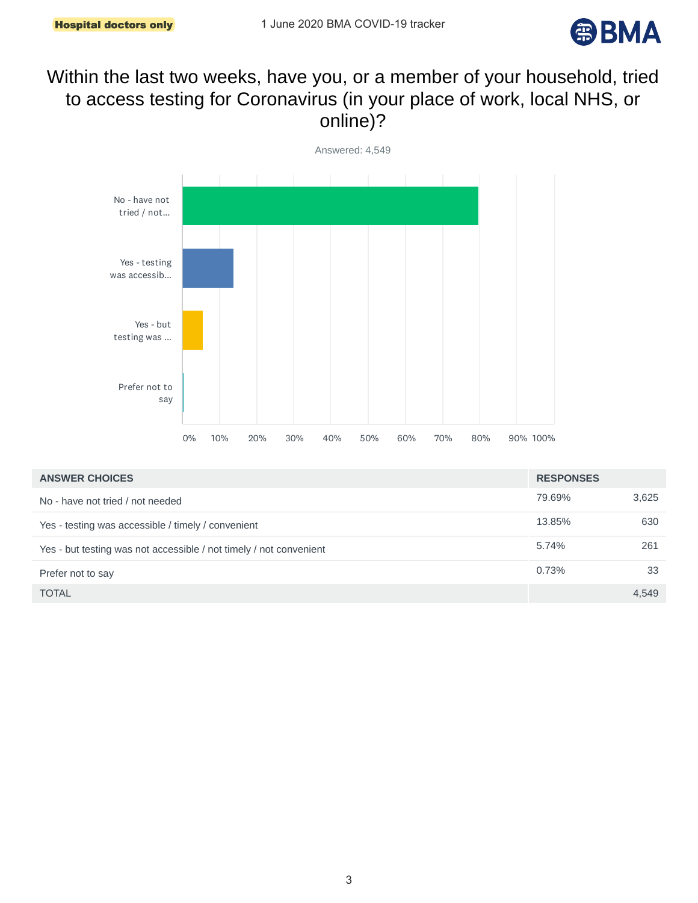Hospital doctors only

1 June 2020 BMA COVID-19 tracker

# Within the last two weeks, have you, or a member of your household, tried to access testing for Coronavirus (in your place of work, local NHS, or online)?

Answered: 4,549

| ANSWER CHOICES | RESPONSES | |
|---|---|---|
| No - have not tried / not needed | 79.69% | 3,625 |
| Yes - testing was accessible / timely / convenient | 13.85% | 630 |
| Yes - but testing was not accessible / not timely / not convenient | 5.74% | 261 |
| Prefer not to say | 0.73% | 33 |
| TOTAL | | 4,549 |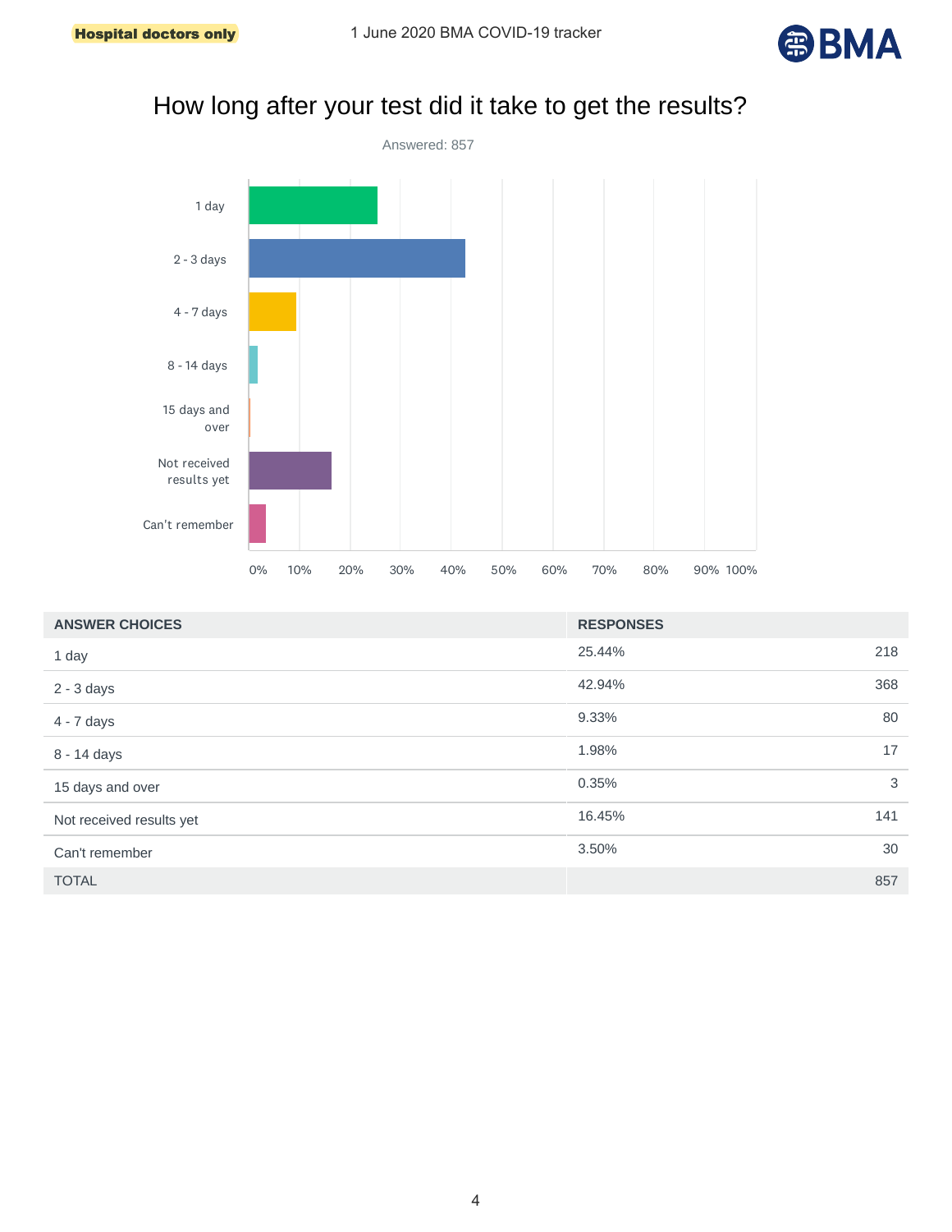# How long after your test did it take to get the results?

Answered: 857

| ANSWER CHOICES | RESPONSES | |
|---|---|---|
| 1 day | 25.44% | 218 |
| 2 - 3 days | 42.94% | 368 |
| 4 - 7 days | 9.33% | 80 |
| 8 - 14 days | 1.98% | 17 |
| 15 days and over | 0.35% | 3 |
| Not received results yet | 16.45% | 141 |
| Can't remember | 3.50% | 30 |
| TOTAL | | 857 |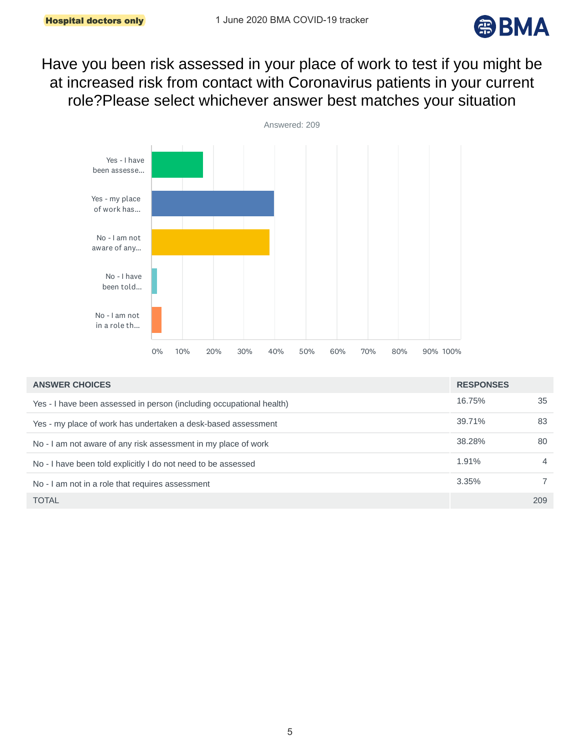Hospital doctors only

# Have you been risk assessed in your place of work to test if you might be at increased risk from contact with Coronavirus patients in your current role?Please select whichever answer best matches your situation

Answered: 209

| ANSWER CHOICES | RESPONSES | |
|---|---|---|
| Yes - I have been assessed in person (including occupational health) | 16.75% | 35 |
| Yes - my place of work has undertaken a desk-based assessment | 39.71% | 83 |
| No - I am not aware of any risk assessment in my place of work | 38.28% | 80 |
| No - I have been told explicitly I do not need to be assessed | 1.91% | 4 |
| No - I am not in a role that requires assessment | 3.35% | 7 |
| TOTAL | | 209 |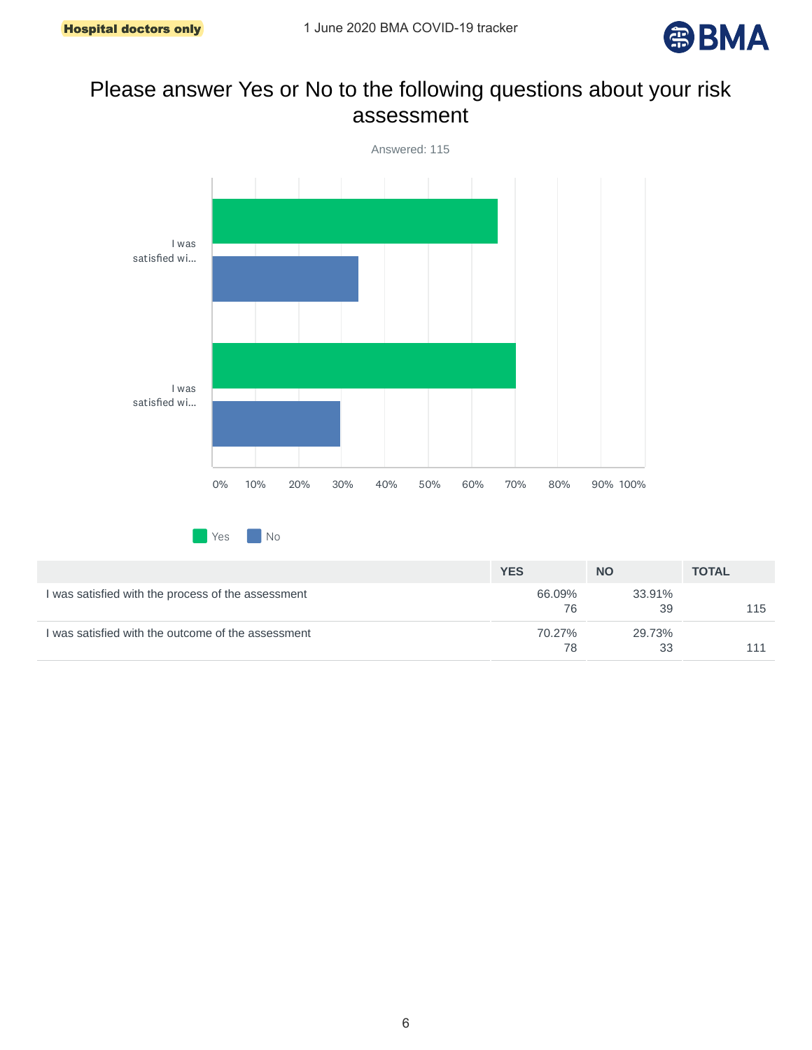Hospital doctors only

1 June 2020 BMA COVID-19 tracker

# Please answer Yes or No to the following questions about your risk assessment

Answered: 115

| | YES | NO | TOTAL |
|---|---|---|---|
| I was satisfied with the process of the assessment | 66.09% 76 | 33.91% 39 | 115 |
| I was satisfied with the outcome of the assessment | 70.27% 78 | 29.73% 33 | 111 |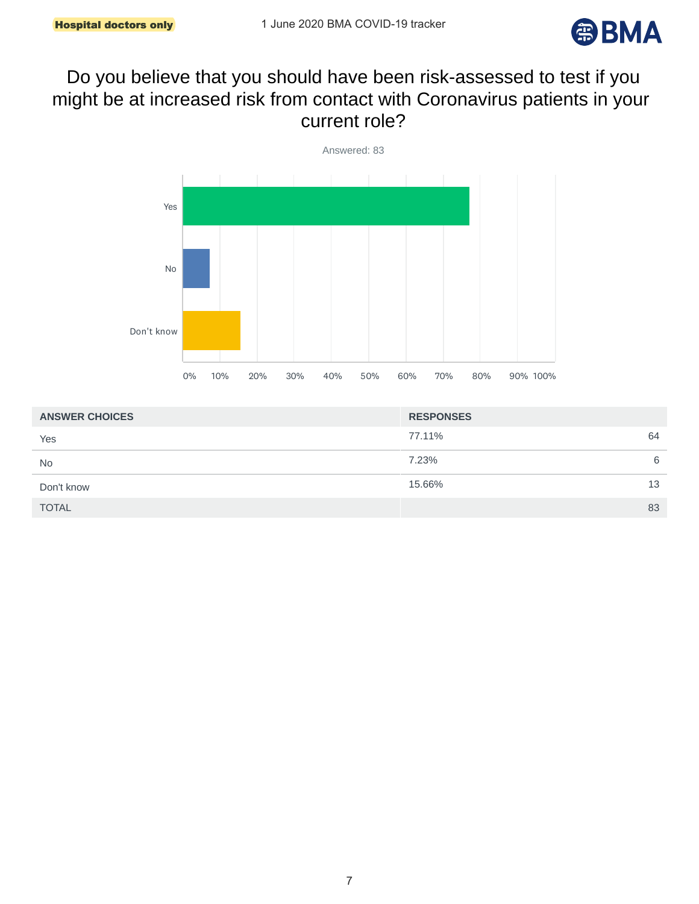Hospital doctors only

1 June 2020 BMA COVID-19 tracker

# Do you believe that you should have been risk-assessed to test if you might be at increased risk from contact with Coronavirus patients in your current role?

Answered: 83

| ANSWER CHOICES | RESPONSES | |
|---|---|---|
| Yes | 77.11% | 64 |
| No | 7.23% | 6 |
| Don't know | 15.66% | 13 |
| TOTAL | | 83 |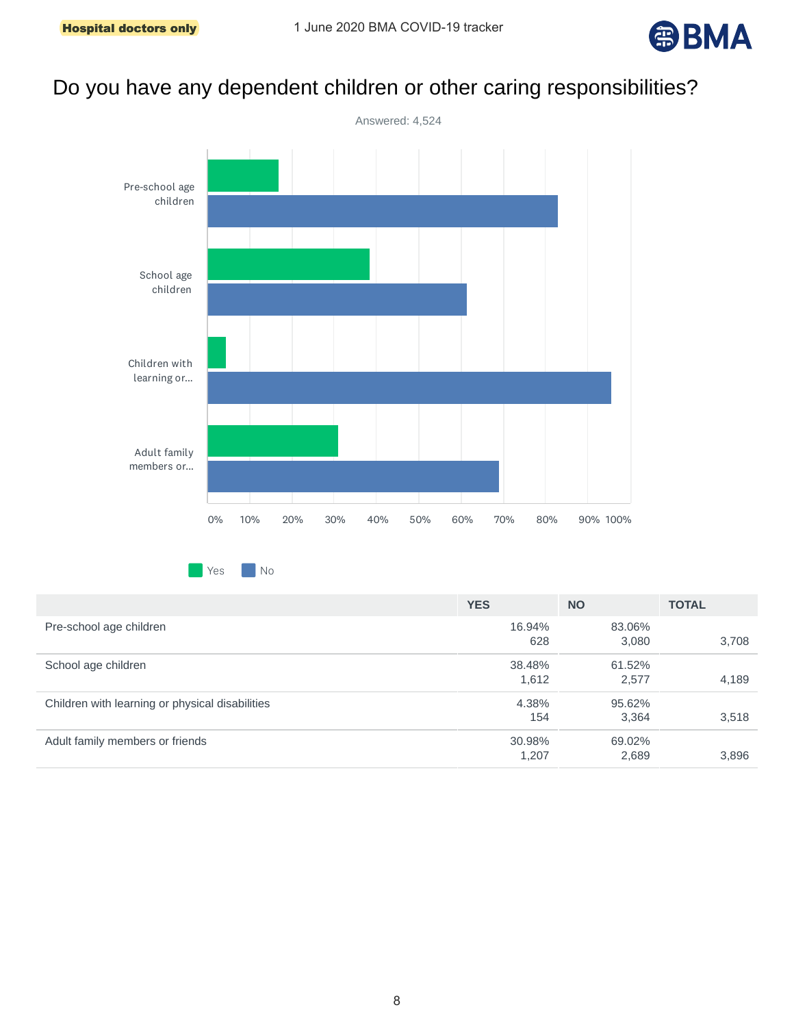# Do you have any dependent children or other caring responsibilities?

Answered: 4,524

| | YES | NO | TOTAL |
|---|---|---|---|
| Pre-school age children | 16.94% 628 | 83.06% 3,080 | 3,708 |
| School age children | 38.48% 1,612 | 61.52% 2,577 | 4,189 |
| Children with learning or physical disabilities | 4.38% 154 | 95.62% 3,364 | 3,518 |
| Adult family members or friends | 30.98% 1,207 | 69.02% 2,689 | 3,896 |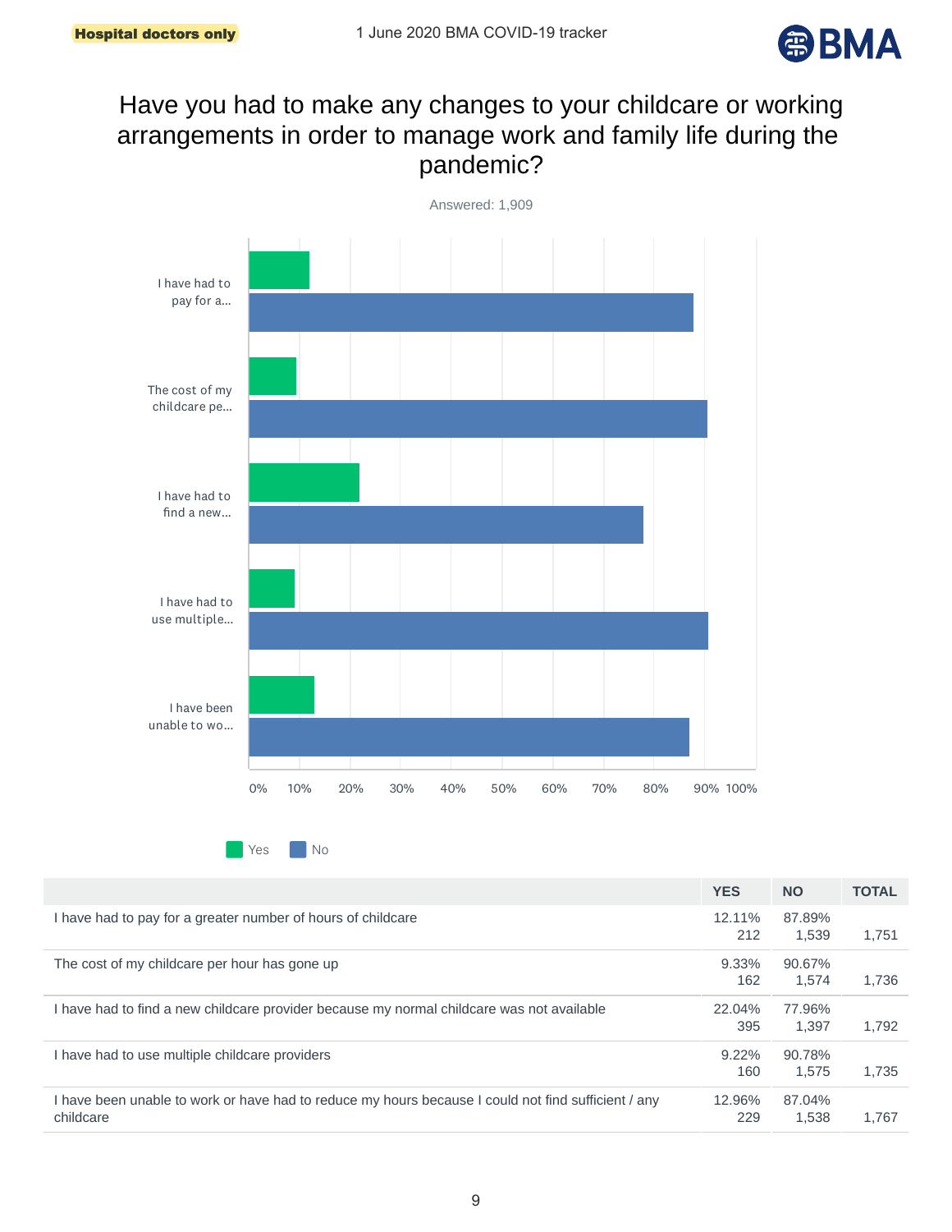Hospital doctors only

1 June 2020 BMA COVID-19 tracker

# Have you had to make any changes to your childcare or working arrangements in order to manage work and family life during the pandemic?

Answered: 1,909

| | YES | NO | TOTAL |
|---|---|---|---|
| I have had to pay for a greater number of hours of childcare | 12.11% 212 | 87.89% 1,539 | 1,751 |
| The cost of my childcare per hour has gone up | 9.33% 162 | 90.67% 1,574 | 1,736 |
| I have had to find a new childcare provider because my normal childcare was not available | 22.04% 395 | 77.96% 1,397 | 1,792 |
| I have had to use multiple childcare providers | 9.22% 160 | 90.78% 1,575 | 1,735 |
| I have been unable to work or have had to reduce my hours because I could not find sufficient / any childcare | 12.96% 229 | 87.04% 1,538 | 1,767 |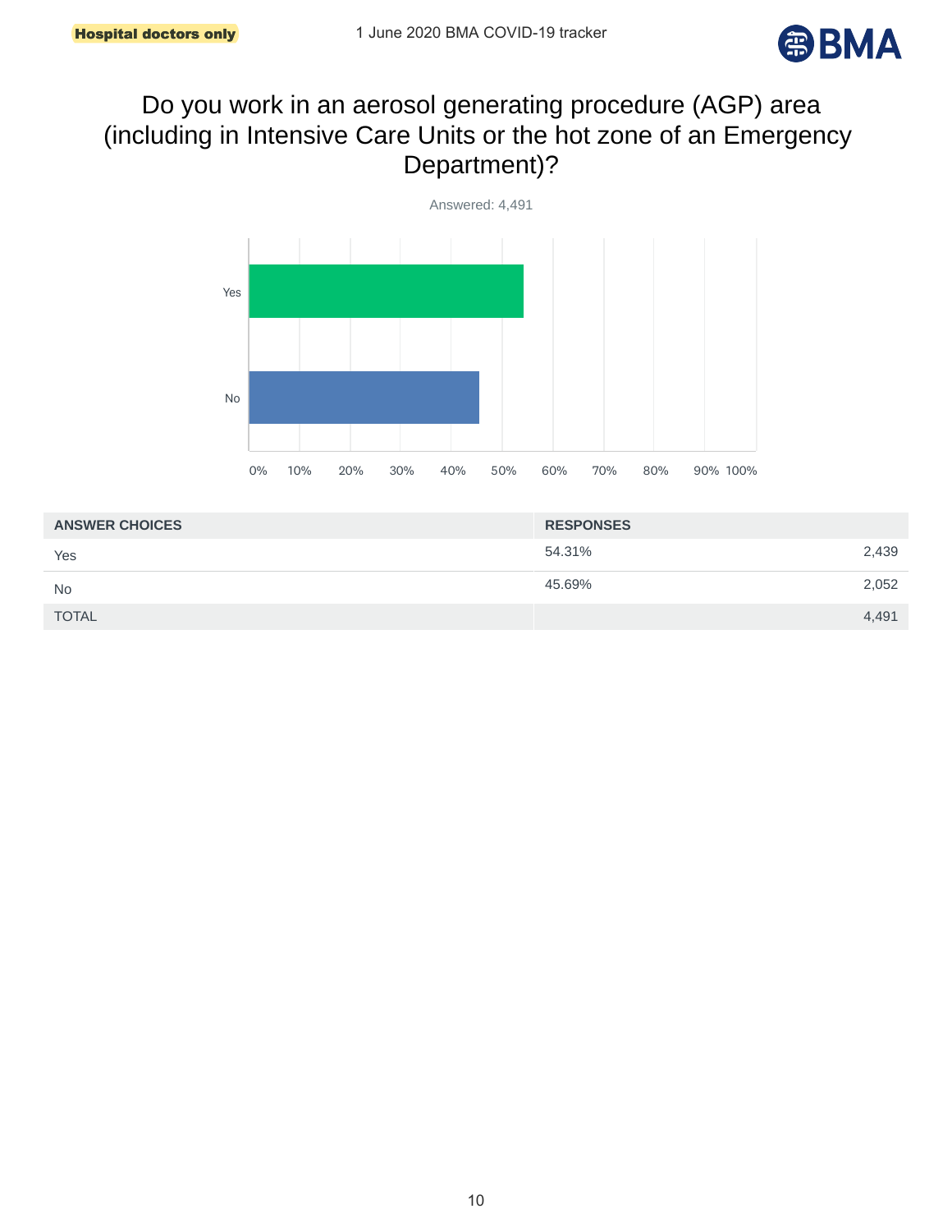# Do you work in an aerosol generating procedure (AGP) area (including in Intensive Care Units or the hot zone of an Emergency Department)?

Answered: 4,491

| ANSWER CHOICES | RESPONSES | |
|---|---|---|
| Yes | 54.31% | 2,439 |
| No | 45.69% | 2,052 |
| TOTAL | | 4,491 |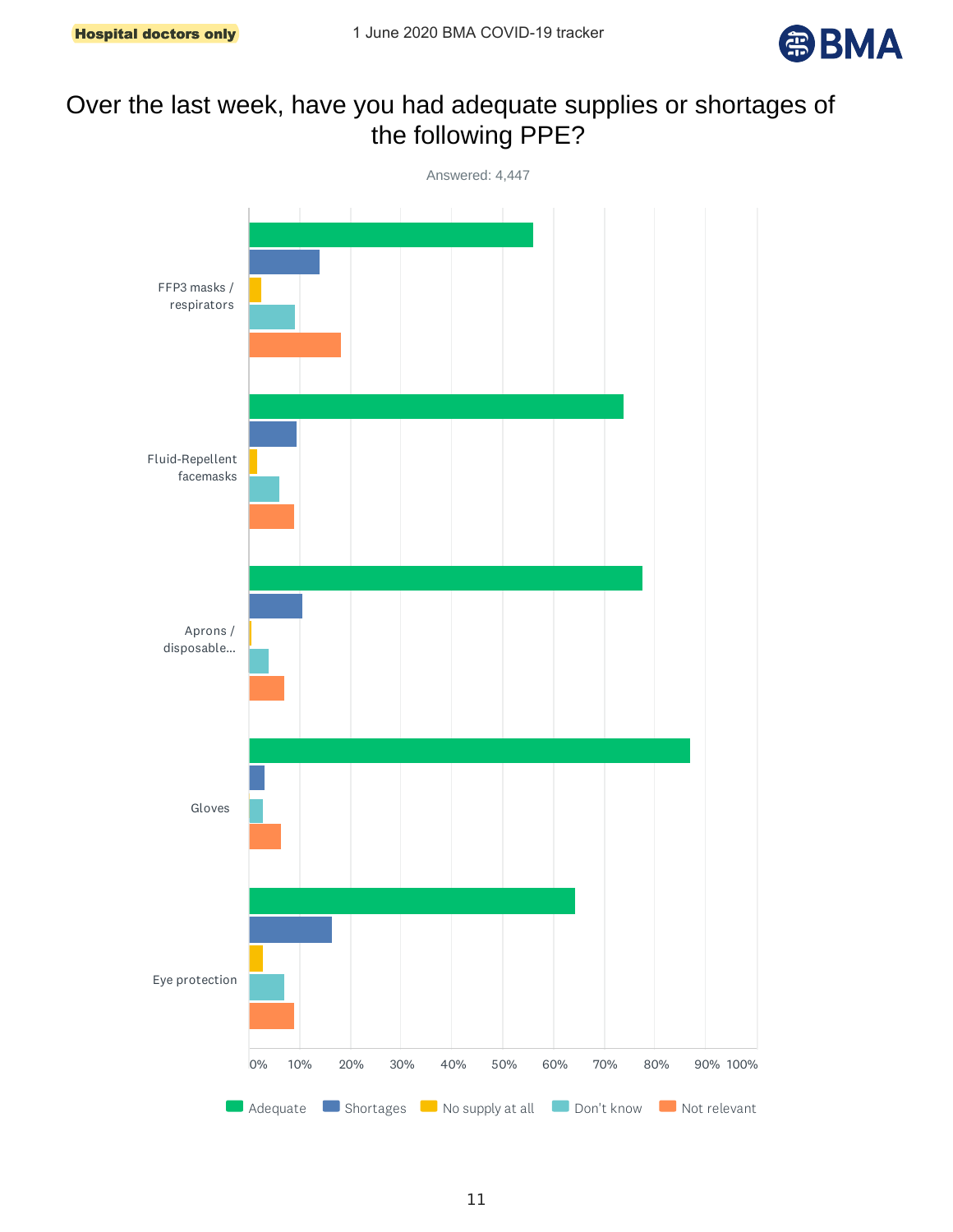Hospital doctors only

1 June 2020 BMA COVID-19 tracker

# Over the last week, have you had adequate supplies or shortages of the following PPE?

Answered: 4,447

FFP3 masks / respirators

Fluid-Repellent facemasks

Aprons / disposable...

Gloves

Eye protection

0% 10% 20% 30% 40% 50% 60% 70% 80% 90% 100%

Adequate Shortages No supply at all Don't know Not relevant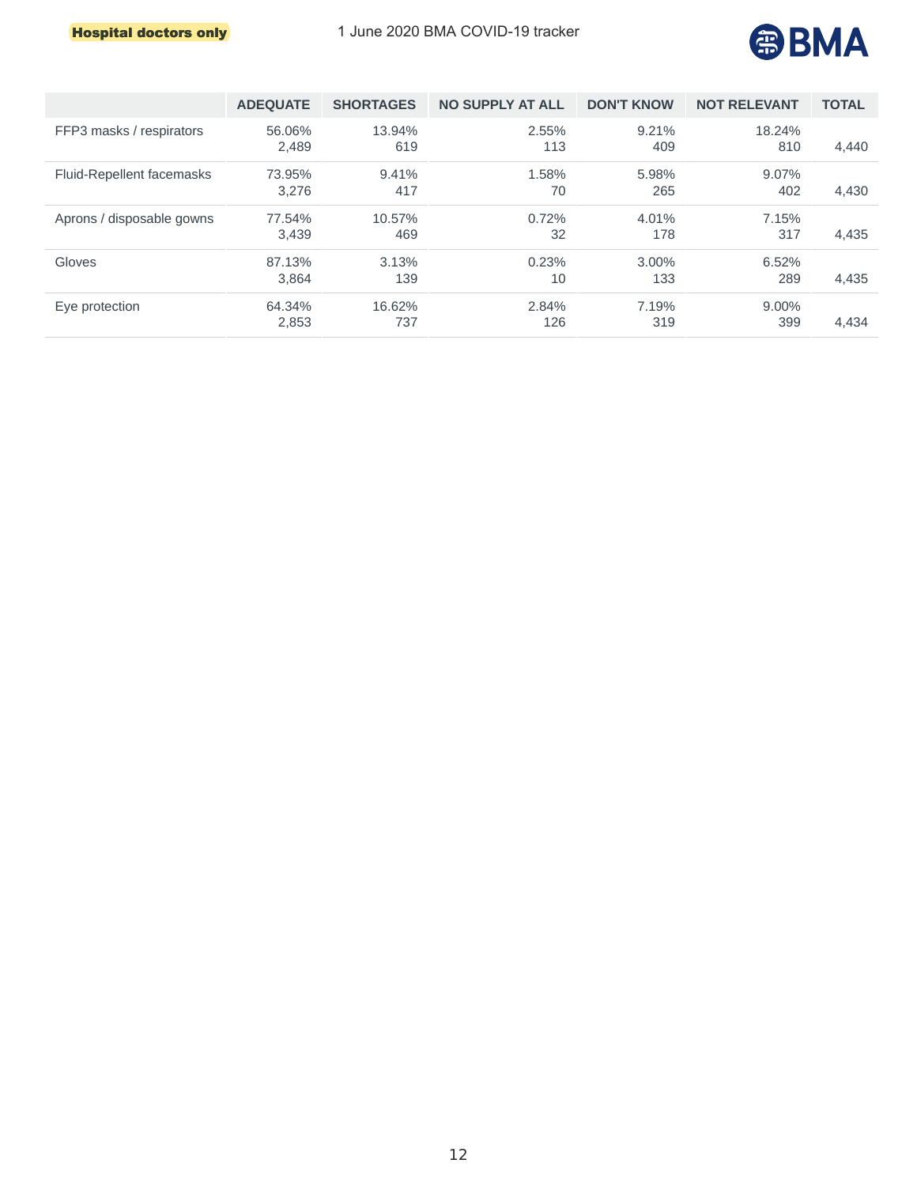Hospital doctors only

| | ADEQUATE | SHORTAGES | NO SUPPLY AT ALL | DON'T KNOW | NOT RELEVANT | TOTAL |
|---|---|---|---|---|---|---|
| FFP3 masks / respirators | 56.06% 2,489 | 13.94% 619 | 2.55% 113 | 9.21% 409 | 18.24% 810 | 4,440 |
| Fluid-Repellent facemasks | 73.95% 3,276 | 9.41% 417 | 1.58% 70 | 5.98% 265 | 9.07% 402 | 4,430 |
| Aprons / disposable gowns | 77.54% 3,439 | 10.57% 469 | 0.72% 32 | 4.01% 178 | 7.15% 317 | 4,435 |
| Gloves | 87.13% 3,864 | 3.13% 139 | 0.23% 10 | 3.00% 133 | 6.52% 289 | 4,435 |
| Eye protection | 64.34% 2,853 | 16.62% 737 | 2.84% 126 | 7.19% 319 | 9.00% 399 | 4,434 |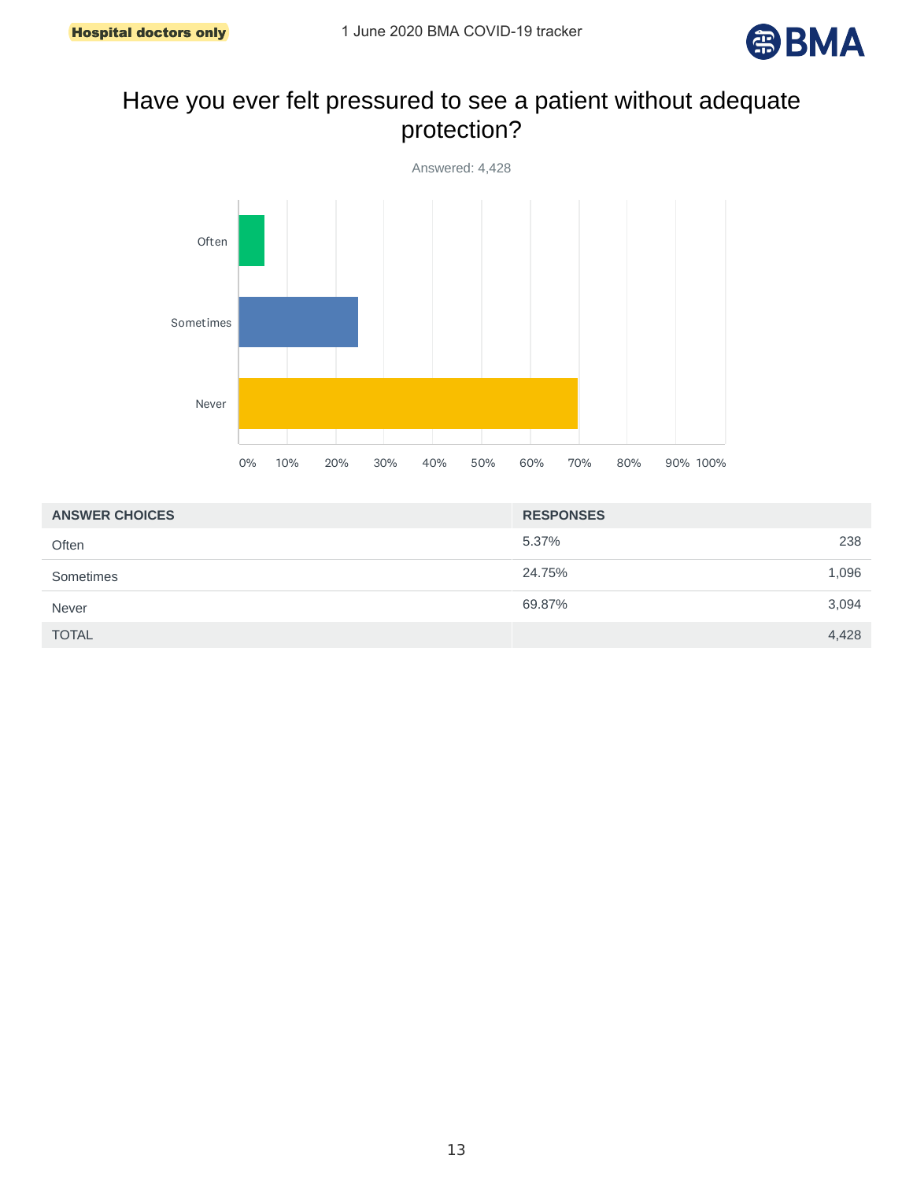Hospital doctors only

# Have you ever felt pressured to see a patient without adequate protection?

Answered: 4,428

| ANSWER CHOICES | RESPONSES | |
|---|---|---|
| Often | 5.37% | 238 |
| Sometimes | 24.75% | 1,096 |
| Never | 69.87% | 3,094 |
| TOTAL | | 4,428 |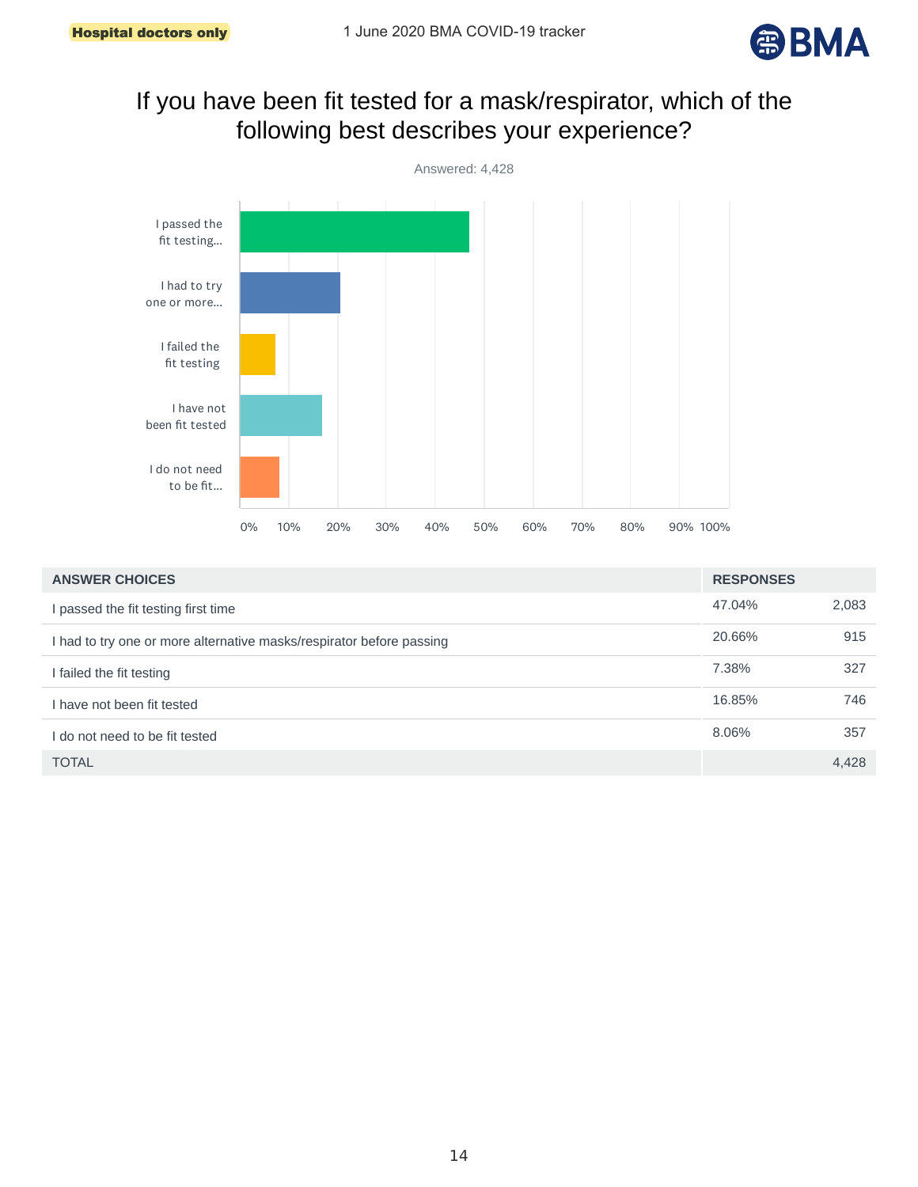Hospital doctors only

# If you have been fit tested for a mask/respirator, which of the following best describes your experience?

Answered: 4,428

| ANSWER CHOICES | RESPONSES | |
|---|---|---|
| I passed the fit testing first time | 47.04% | 2,083 |
| I had to try one or more alternative masks/respirator before passing | 20.66% | 915 |
| I failed the fit testing | 7.38% | 327 |
| I have not been fit tested | 16.85% | 746 |
| I do not need to be fit tested | 8.06% | 357 |
| TOTAL | | 4,428 |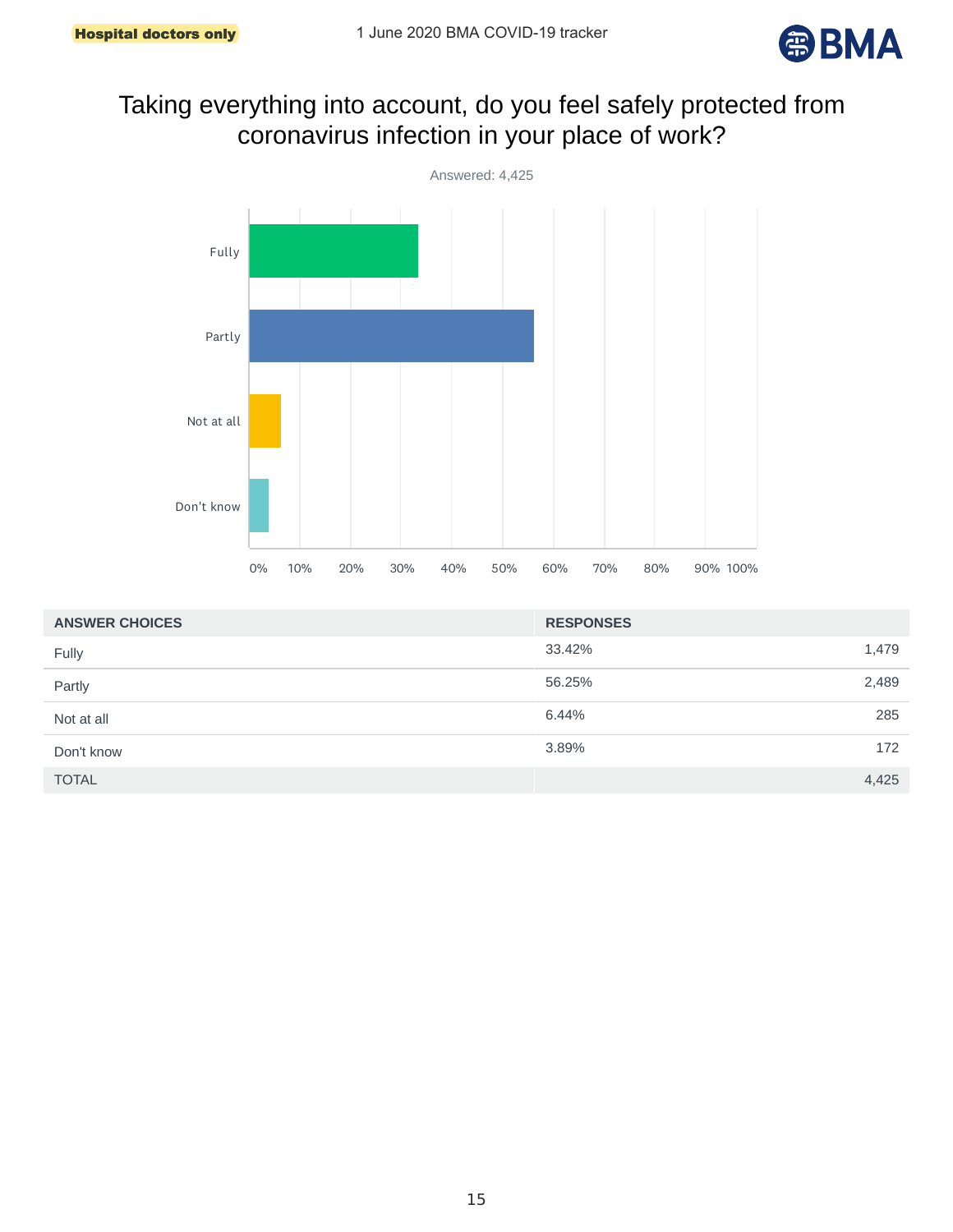**Hospital doctors only**

1 June 2020 BMA COVID-19 tracker

# Taking everything into account, do you feel safely protected from coronavirus infection in your place of work?

Answered: 4,425

| ANSWER CHOICES | RESPONSES | |
|---|---|---|
| Fully | 33.42% | 1,479 |
| Partly | 56.25% | 2,489 |
| Not at all | 6.44% | 285 |
| Don't know | 3.89% | 172 |
| TOTAL | | 4,425 |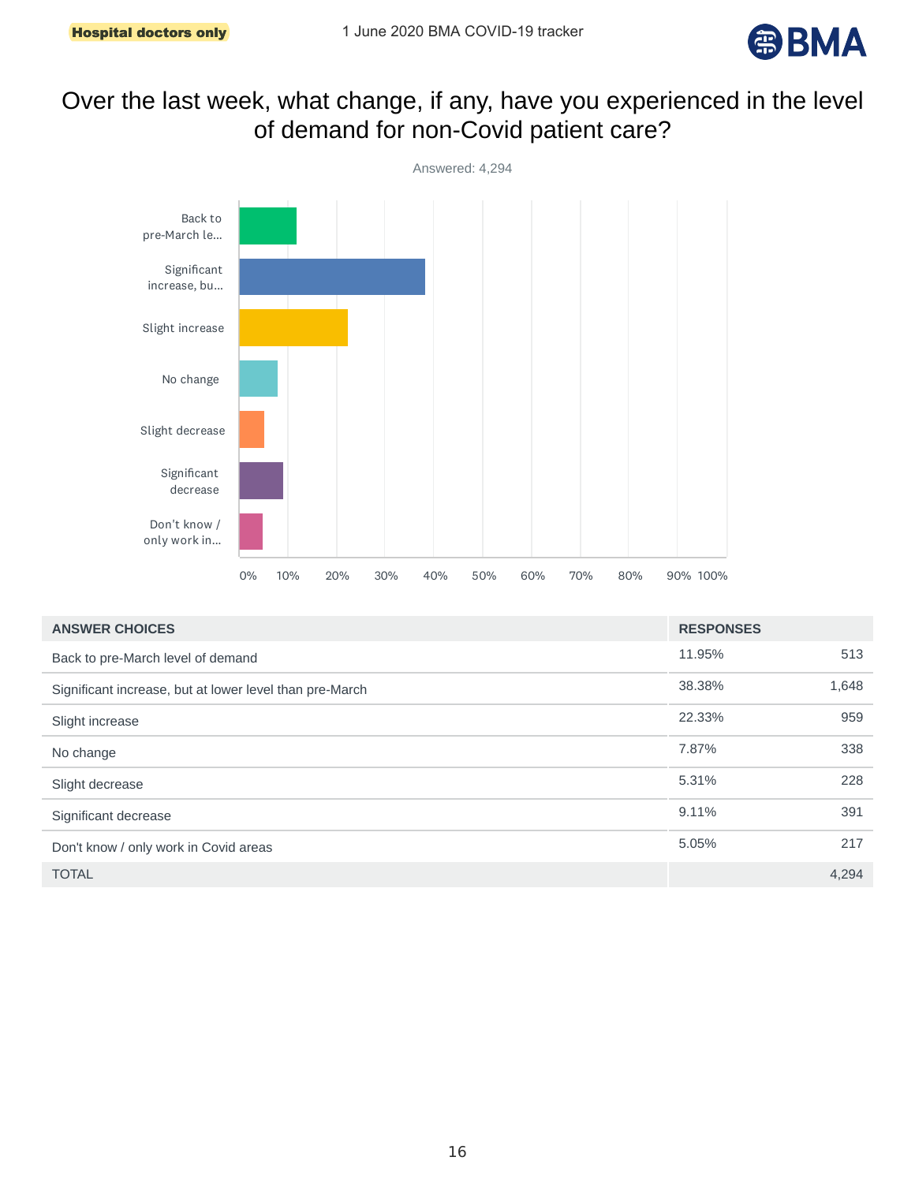Hospital doctors only

# Over the last week, what change, if any, have you experienced in the level of demand for non-Covid patient care?

Answered: 4,294

| ANSWER CHOICES | RESPONSES | |
|---|---|---|
| Back to pre-March level of demand | 11.95% | 513 |
| Significant increase, but at lower level than pre-March | 38.38% | 1,648 |
| Slight increase | 22.33% | 959 |
| No change | 7.87% | 338 |
| Slight decrease | 5.31% | 228 |
| Significant decrease | 9.11% | 391 |
| Don't know / only work in Covid areas | 5.05% | 217 |
| TOTAL | | 4,294 |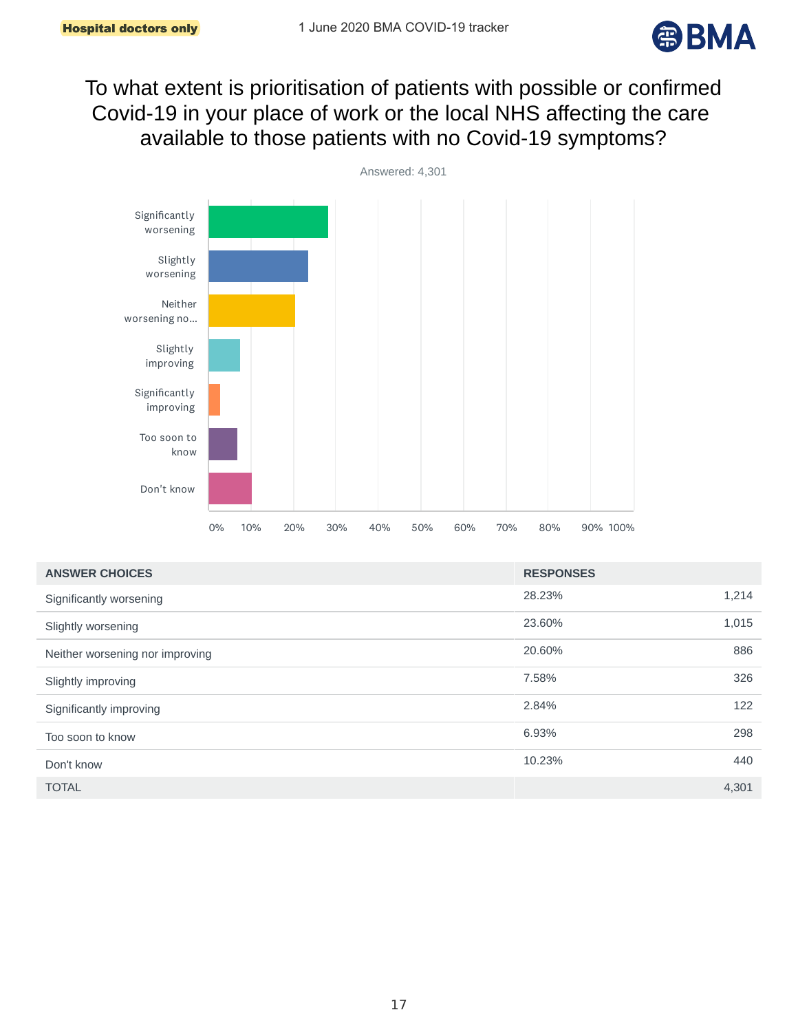Hospital doctors only

1 June 2020 BMA COVID-19 tracker

# To what extent is prioritisation of patients with possible or confirmed Covid-19 in your place of work or the local NHS affecting the care available to those patients with no Covid-19 symptoms?

Answered: 4,301

| ANSWER CHOICES | RESPONSES | |
|---|---|---|
| Significantly worsening | 28.23% | 1,214 |
| Slightly worsening | 23.60% | 1,015 |
| Neither worsening nor improving | 20.60% | 886 |
| Slightly improving | 7.58% | 326 |
| Significantly improving | 2.84% | 122 |
| Too soon to know | 6.93% | 298 |
| Don't know | 10.23% | 440 |
| TOTAL | | 4,301 |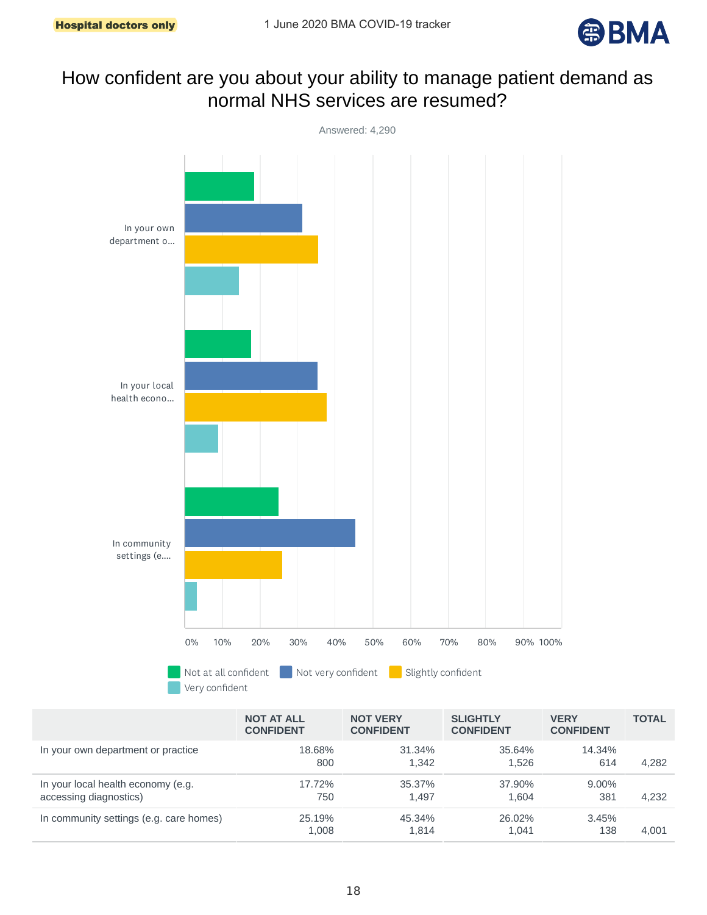Hospital doctors only

1 June 2020 BMA COVID-19 tracker

# How confident are you about your ability to manage patient demand as normal NHS services are resumed?

Answered: 4,290

| | NOT AT ALL CONFIDENT | NOT VERY CONFIDENT | SLIGHTLY CONFIDENT | VERY CONFIDENT | TOTAL |
|---|---|---|---|---|---|
| In your own department or practice | 18.68% 800 | 31.34% 1,342 | 35.64% 1,526 | 14.34% 614 | 4,282 |
| In your local health economy (e.g. accessing diagnostics) | 17.72% 750 | 35.37% 1,497 | 37.90% 1,604 | 9.00% 381 | 4,232 |
| In community settings (e.g. care homes) | 25.19% 1,008 | 45.34% 1,814 | 26.02% 1,041 | 3.45% 138 | 4,001 |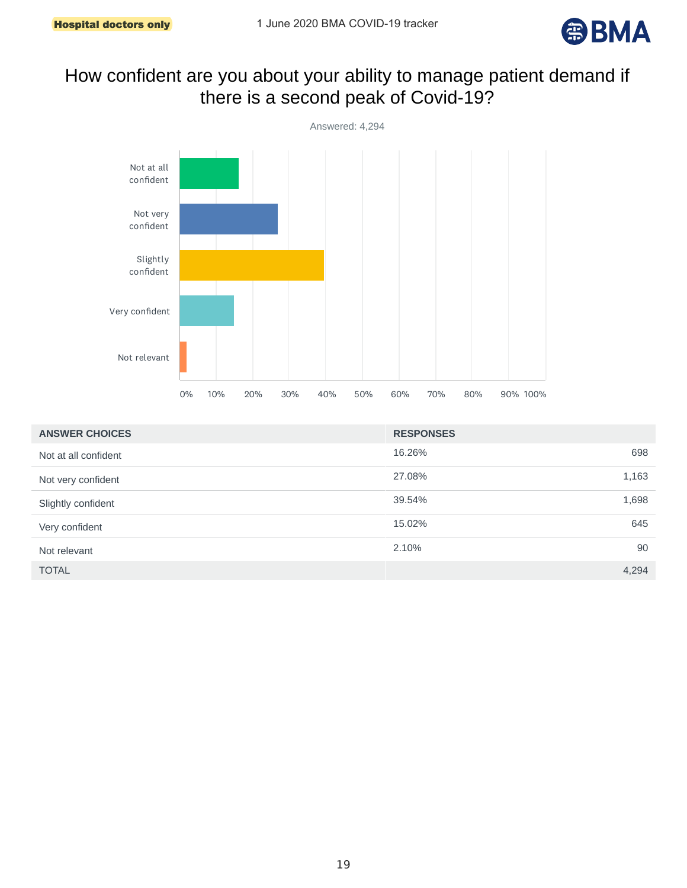# How confident are you about your ability to manage patient demand if there is a second peak of Covid-19?

Answered: 4,294

| ANSWER CHOICES | RESPONSES | |
|---|---|---|
| Not at all confident | 16.26% | 698 |
| Not very confident | 27.08% | 1,163 |
| Slightly confident | 39.54% | 1,698 |
| Very confident | 15.02% | 645 |
| Not relevant | 2.10% | 90 |
| TOTAL | | 4,294 |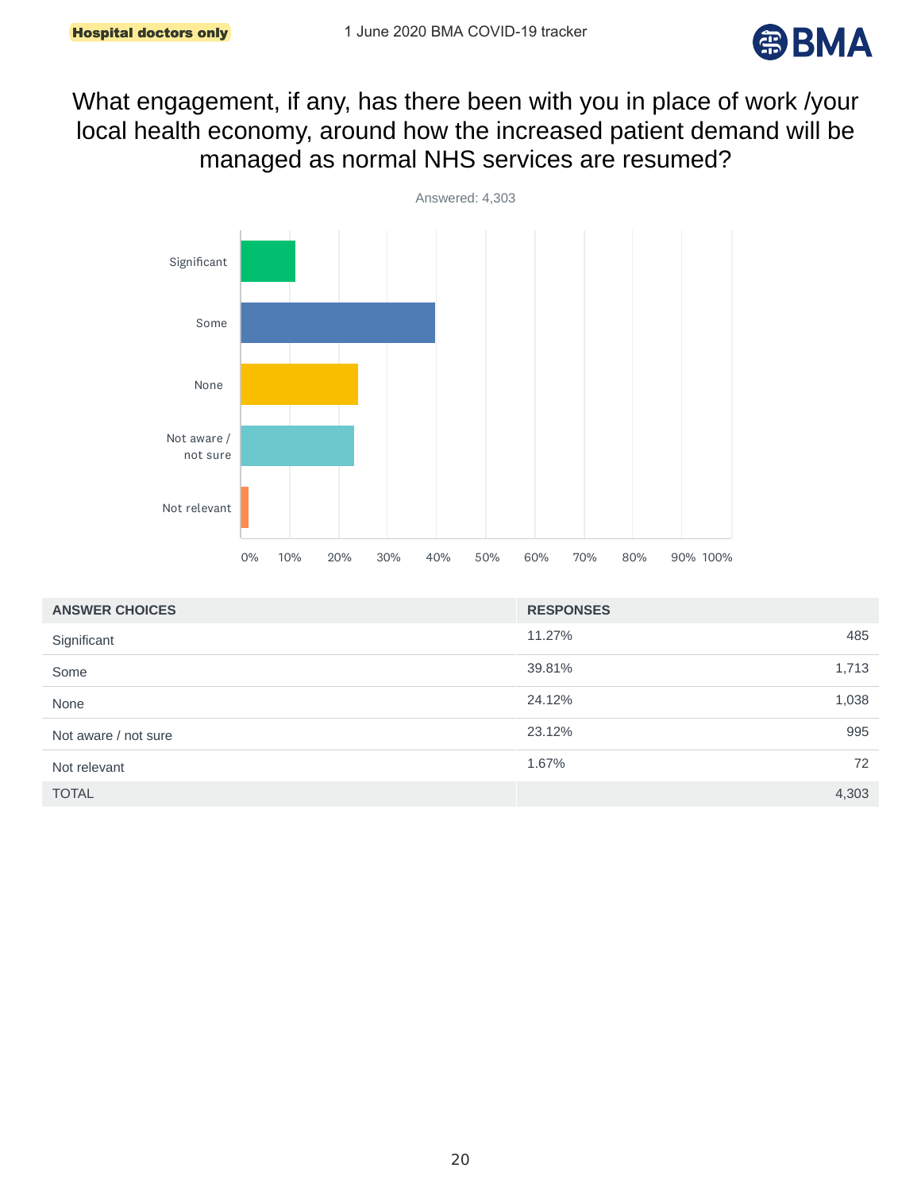Hospital doctors only

# What engagement, if any, has there been with you in place of work /your local health economy, around how the increased patient demand will be managed as normal NHS services are resumed?

Answered: 4,303

| ANSWER CHOICES | RESPONSES | |
|---|---|---|
| Significant | 11.27% | 485 |
| Some | 39.81% | 1,713 |
| None | 24.12% | 1,038 |
| Not aware / not sure | 23.12% | 995 |
| Not relevant | 1.67% | 72 |
| TOTAL | | 4,303 |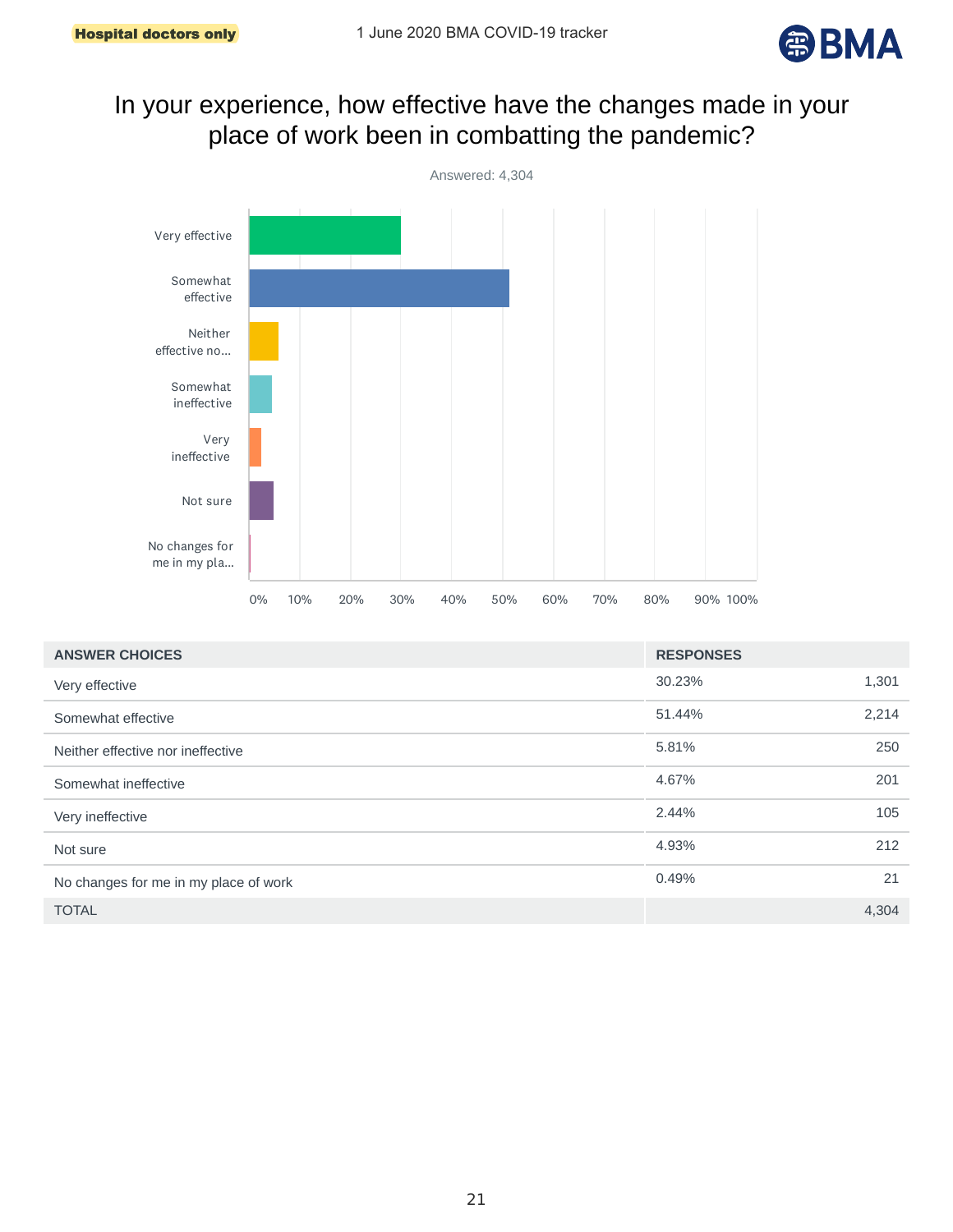Hospital doctors only

1 June 2020 BMA COVID-19 tracker

# In your experience, how effective have the changes made in your place of work been in combatting the pandemic?

Answered: 4,304

| ANSWER CHOICES | RESPONSES | |
|---|---|---|
| Very effective | 30.23% | 1,301 |
| Somewhat effective | 51.44% | 2,214 |
| Neither effective nor ineffective | 5.81% | 250 |
| Somewhat ineffective | 4.67% | 201 |
| Very ineffective | 2.44% | 105 |
| Not sure | 4.93% | 212 |
| No changes for me in my place of work | 0.49% | 21 |
| TOTAL | | 4,304 |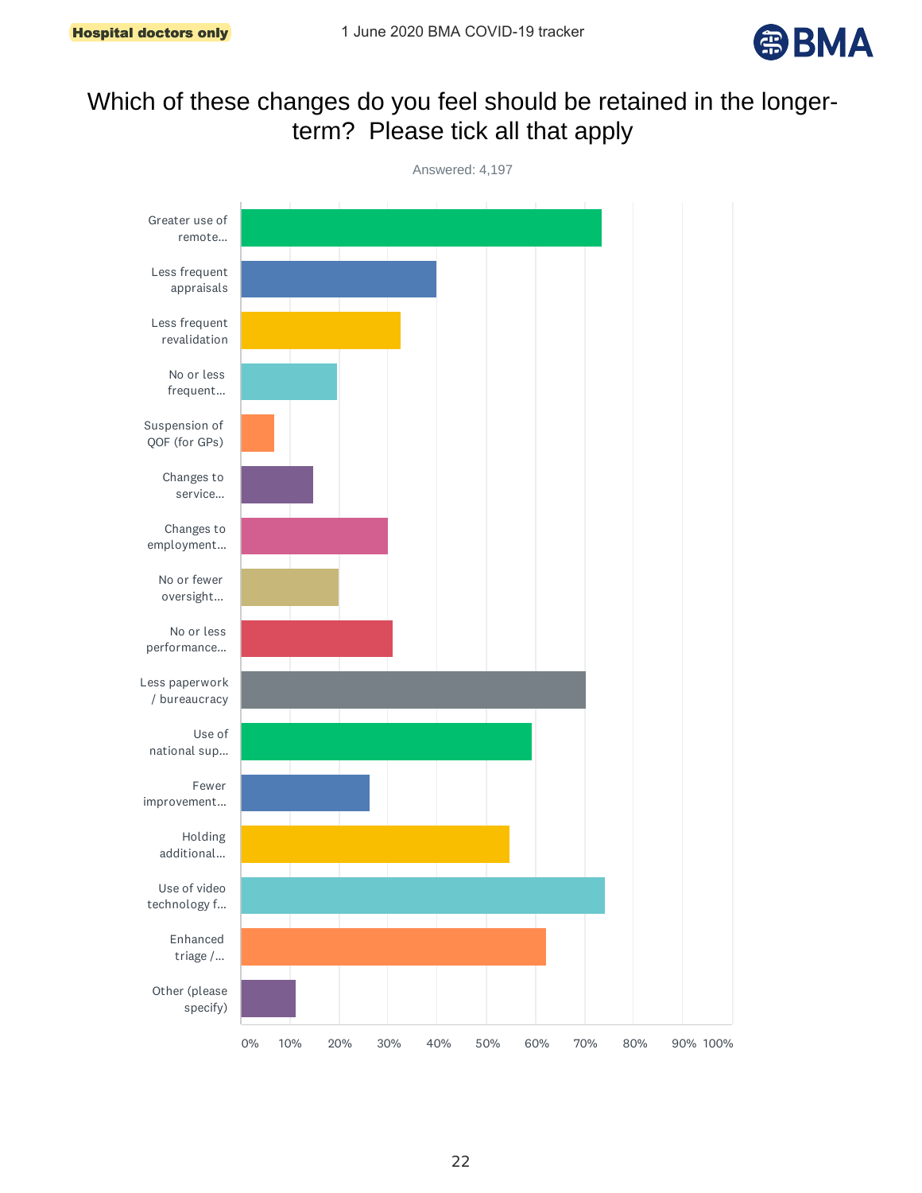Hospital doctors only

1 June 2020 BMA COVID-19 tracker

# Which of these changes do you feel should be retained in the longer-term? Please tick all that apply

Answered: 4,197

| Option | Approx. % |
|---|---|
| Greater use of remote... | 73% |
| Less frequent appraisals | 40% |
| Less frequent revalidation | 32% |
| No or less frequent... | 20% |
| Suspension of QOF (for GPs) | 7% |
| Changes to service... | 15% |
| Changes to employment... | 30% |
| No or fewer oversight... | 20% |
| No or less performance... | 31% |
| Less paperwork / bureaucracy | 70% |
| Use of national sup... | 59% |
| Fewer improvement... | 26% |
| Holding additional... | 55% |
| Use of video technology f... | 74% |
| Enhanced triage /... | 62% |
| Other (please specify) | 11% |

0% 10% 20% 30% 40% 50% 60% 70% 80% 90% 100%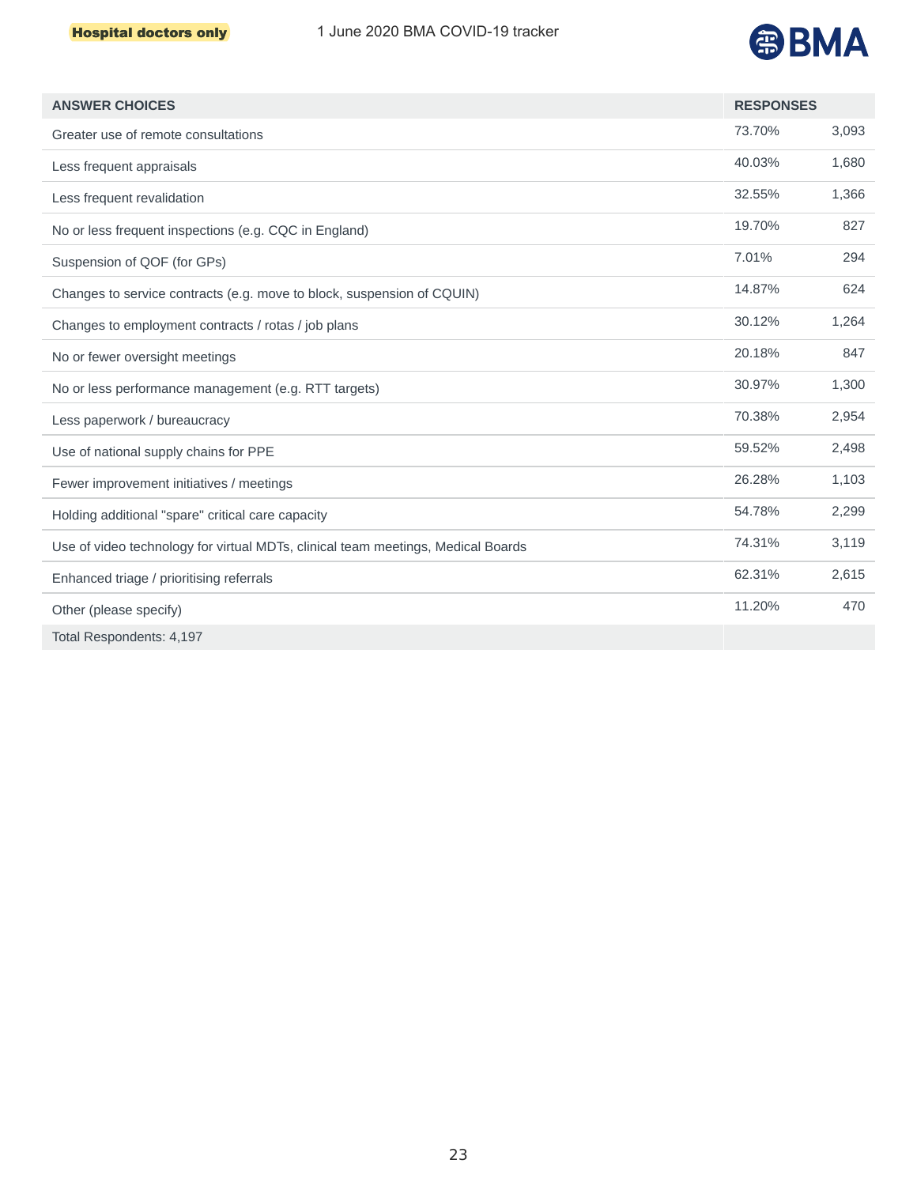**Hospital doctors only**

| ANSWER CHOICES | RESPONSES | |
|---|---|---|
| Greater use of remote consultations | 73.70% | 3,093 |
| Less frequent appraisals | 40.03% | 1,680 |
| Less frequent revalidation | 32.55% | 1,366 |
| No or less frequent inspections (e.g. CQC in England) | 19.70% | 827 |
| Suspension of QOF (for GPs) | 7.01% | 294 |
| Changes to service contracts (e.g. move to block, suspension of CQUIN) | 14.87% | 624 |
| Changes to employment contracts / rotas / job plans | 30.12% | 1,264 |
| No or fewer oversight meetings | 20.18% | 847 |
| No or less performance management (e.g. RTT targets) | 30.97% | 1,300 |
| Less paperwork / bureaucracy | 70.38% | 2,954 |
| Use of national supply chains for PPE | 59.52% | 2,498 |
| Fewer improvement initiatives / meetings | 26.28% | 1,103 |
| Holding additional "spare" critical care capacity | 54.78% | 2,299 |
| Use of video technology for virtual MDTs, clinical team meetings, Medical Boards | 74.31% | 3,119 |
| Enhanced triage / prioritising referrals | 62.31% | 2,615 |
| Other (please specify) | 11.20% | 470 |
| Total Respondents: 4,197 | | |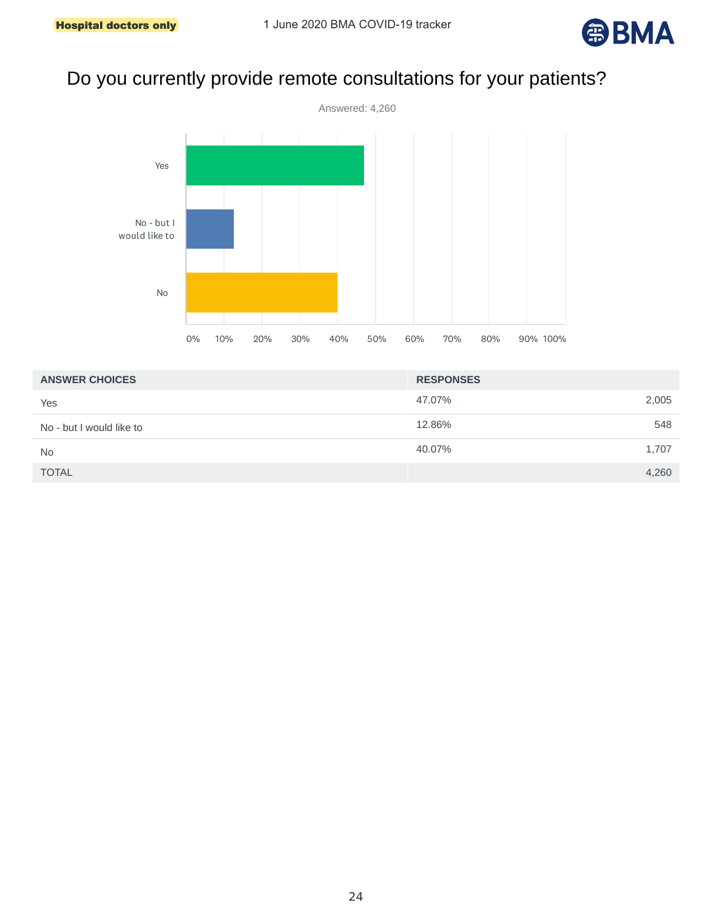Hospital doctors only

1 June 2020 BMA COVID-19 tracker

# Do you currently provide remote consultations for your patients?

Answered: 4,260

| ANSWER CHOICES | RESPONSES | |
|---|---|---|
| Yes | 47.07% | 2,005 |
| No - but I would like to | 12.86% | 548 |
| No | 40.07% | 1,707 |
| TOTAL | | 4,260 |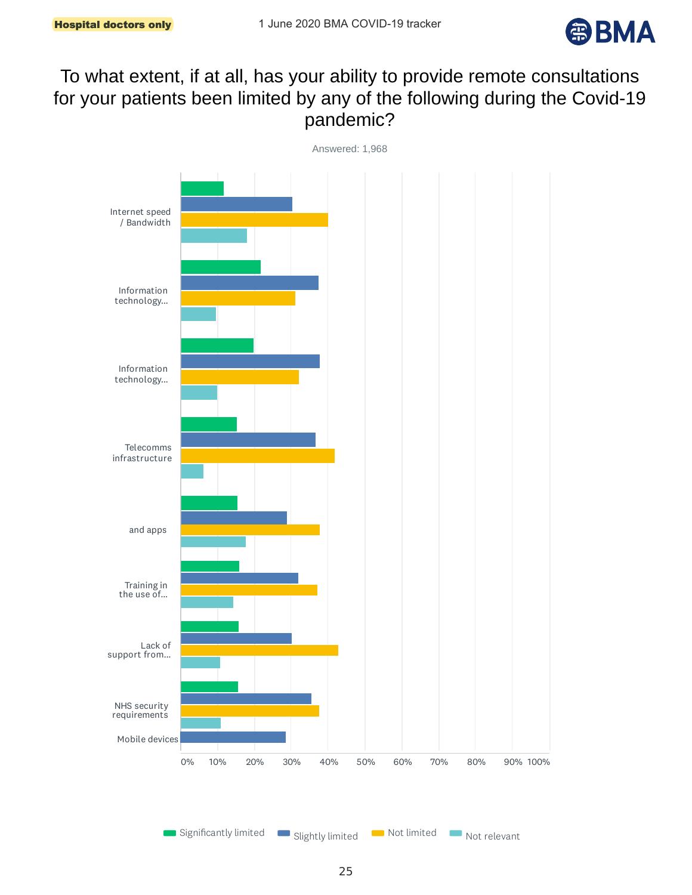Hospital doctors only

1 June 2020 BMA COVID-19 tracker

# To what extent, if at all, has your ability to provide remote consultations for your patients been limited by any of the following during the Covid-19 pandemic?

Answered: 1,968

| | Significantly limited | Slightly limited | Not limited | Not relevant |
|---|---|---|---|---|
| Internet speed / Bandwidth | | | | |
| Information technology... | | | | |
| Information technology... | | | | |
| Telecomms infrastructure | | | | |
| and apps | | | | |
| Training in the use of... | | | | |
| Lack of support from... | | | | |
| NHS security requirements | | | | |
| Mobile devices | | | | |

0% 10% 20% 30% 40% 50% 60% 70% 80% 90% 100%

Significantly limited | Slightly limited | Not limited | Not relevant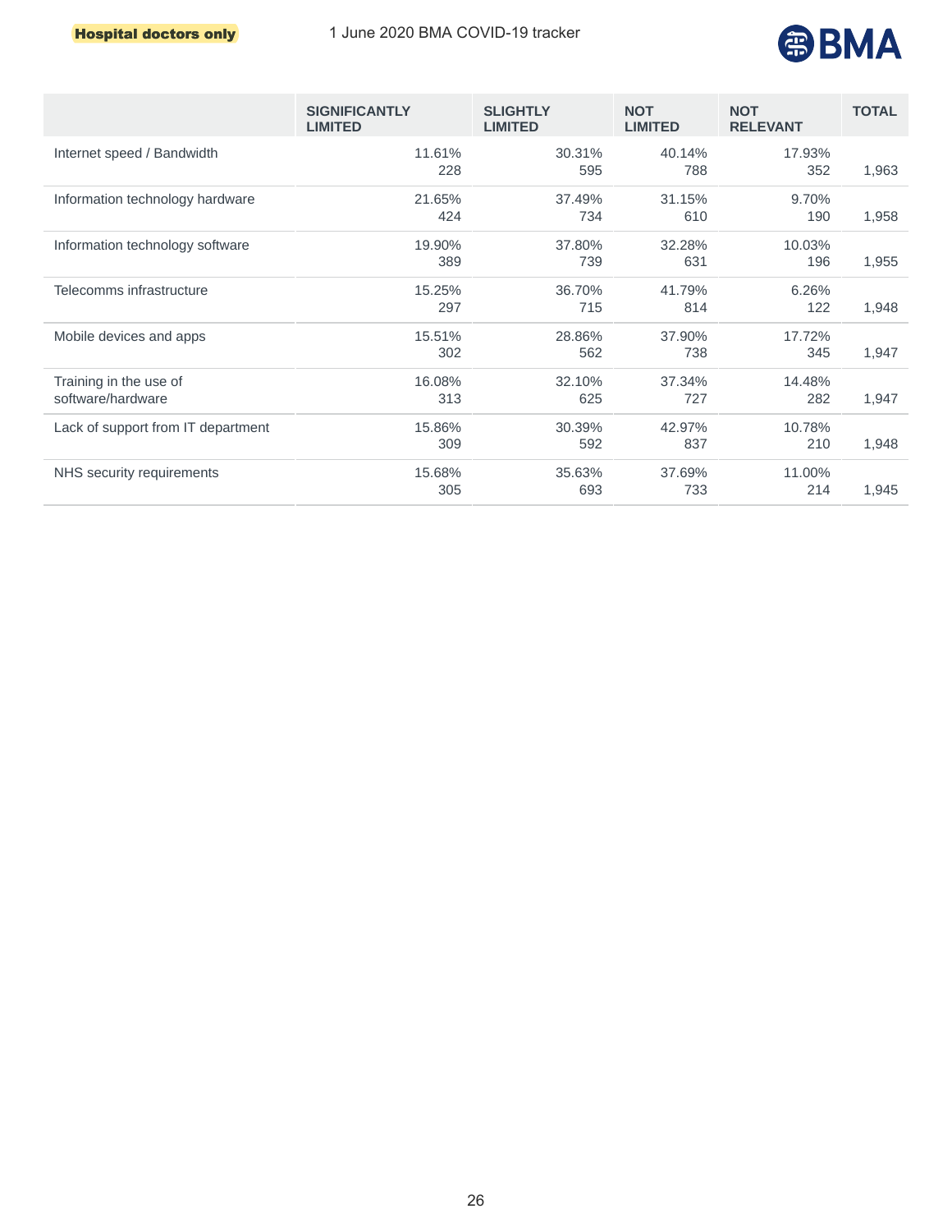| | SIGNIFICANTLY LIMITED | SLIGHTLY LIMITED | NOT LIMITED | NOT RELEVANT | TOTAL |
|---|---|---|---|---|---|
| Internet speed / Bandwidth | 11.61% 228 | 30.31% 595 | 40.14% 788 | 17.93% 352 | 1,963 |
| Information technology hardware | 21.65% 424 | 37.49% 734 | 31.15% 610 | 9.70% 190 | 1,958 |
| Information technology software | 19.90% 389 | 37.80% 739 | 32.28% 631 | 10.03% 196 | 1,955 |
| Telecomms infrastructure | 15.25% 297 | 36.70% 715 | 41.79% 814 | 6.26% 122 | 1,948 |
| Mobile devices and apps | 15.51% 302 | 28.86% 562 | 37.90% 738 | 17.72% 345 | 1,947 |
| Training in the use of software/hardware | 16.08% 313 | 32.10% 625 | 37.34% 727 | 14.48% 282 | 1,947 |
| Lack of support from IT department | 15.86% 309 | 30.39% 592 | 42.97% 837 | 10.78% 210 | 1,948 |
| NHS security requirements | 15.68% 305 | 35.63% 693 | 37.69% 733 | 11.00% 214 | 1,945 |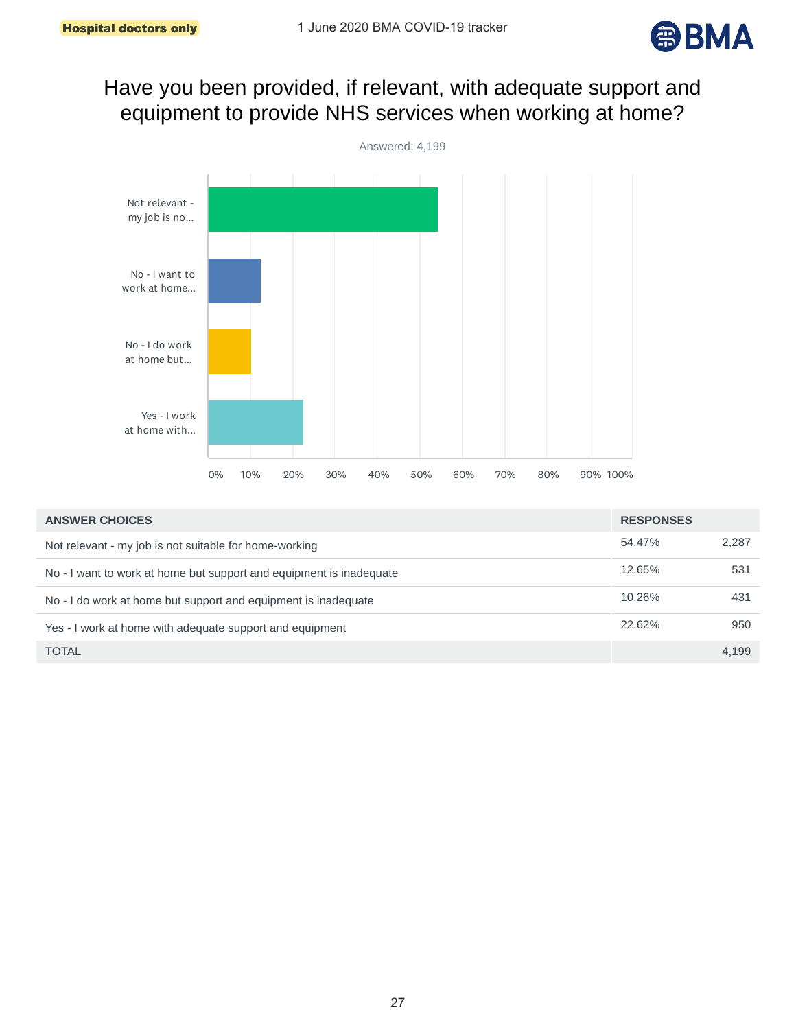Hospital doctors only

1 June 2020 BMA COVID-19 tracker

## Have you been provided, if relevant, with adequate support and equipment to provide NHS services when working at home?

Answered: 4,199

| ANSWER CHOICES | RESPONSES | |
|---|---|---|
| Not relevant - my job is not suitable for home-working | 54.47% | 2,287 |
| No - I want to work at home but support and equipment is inadequate | 12.65% | 531 |
| No - I do work at home but support and equipment is inadequate | 10.26% | 431 |
| Yes - I work at home with adequate support and equipment | 22.62% | 950 |
| TOTAL | | 4,199 |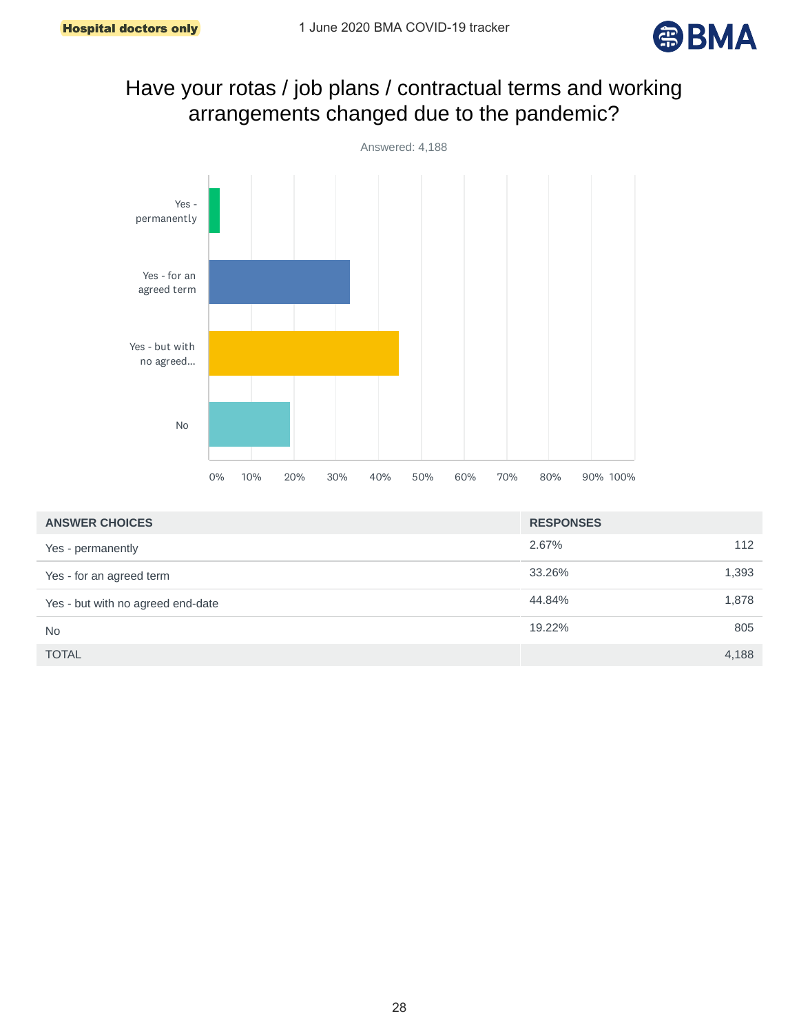Hospital doctors only

1 June 2020 BMA COVID-19 tracker

# Have your rotas / job plans / contractual terms and working arrangements changed due to the pandemic?

Answered: 4,188

| ANSWER CHOICES | RESPONSES | |
|---|---|---|
| Yes - permanently | 2.67% | 112 |
| Yes - for an agreed term | 33.26% | 1,393 |
| Yes - but with no agreed end-date | 44.84% | 1,878 |
| No | 19.22% | 805 |
| TOTAL | | 4,188 |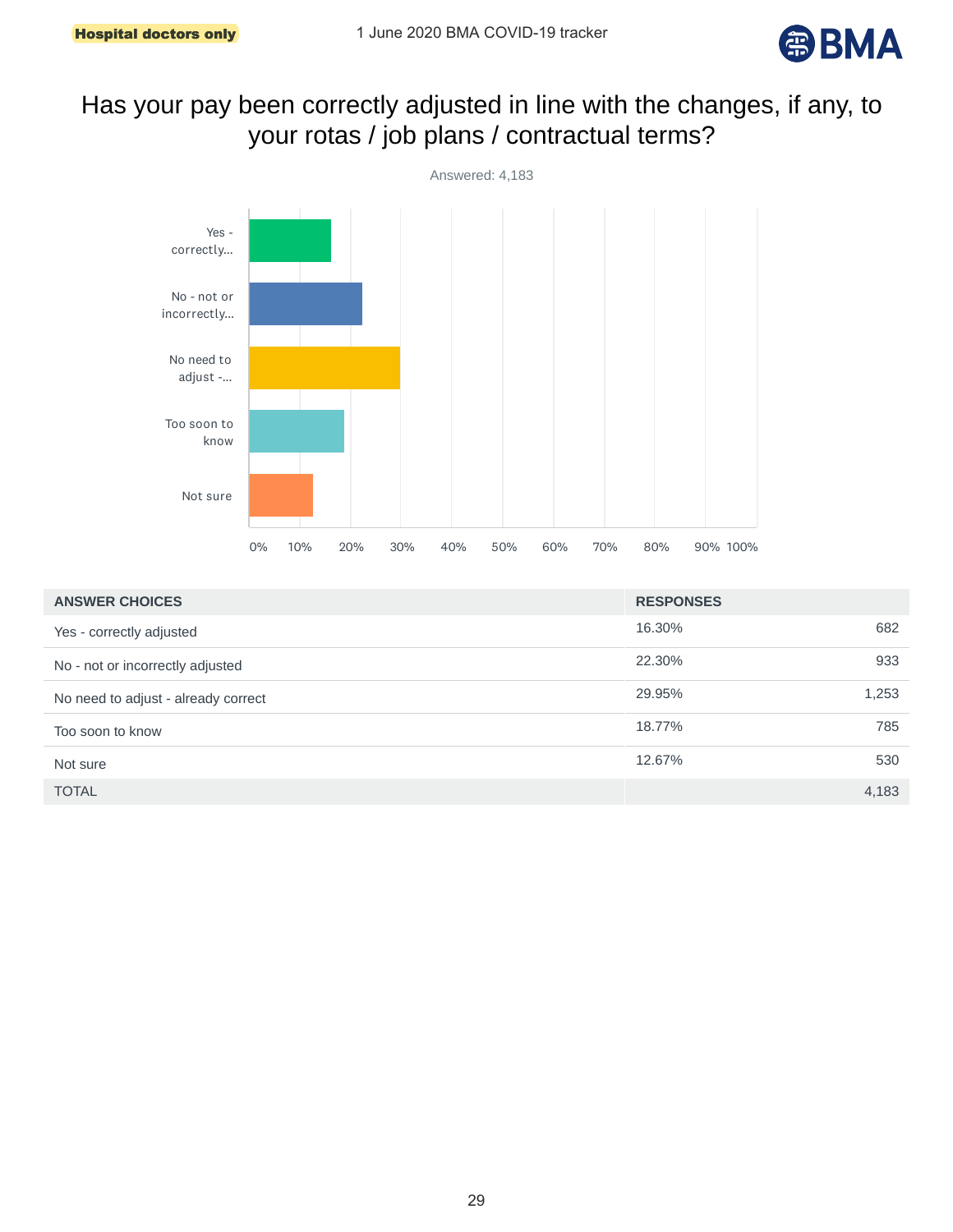Hospital doctors only

# Has your pay been correctly adjusted in line with the changes, if any, to your rotas / job plans / contractual terms?

Answered: 4,183

| ANSWER CHOICES | RESPONSES | |
|---|---|---|
| Yes - correctly adjusted | 16.30% | 682 |
| No - not or incorrectly adjusted | 22.30% | 933 |
| No need to adjust - already correct | 29.95% | 1,253 |
| Too soon to know | 18.77% | 785 |
| Not sure | 12.67% | 530 |
| TOTAL | | 4,183 |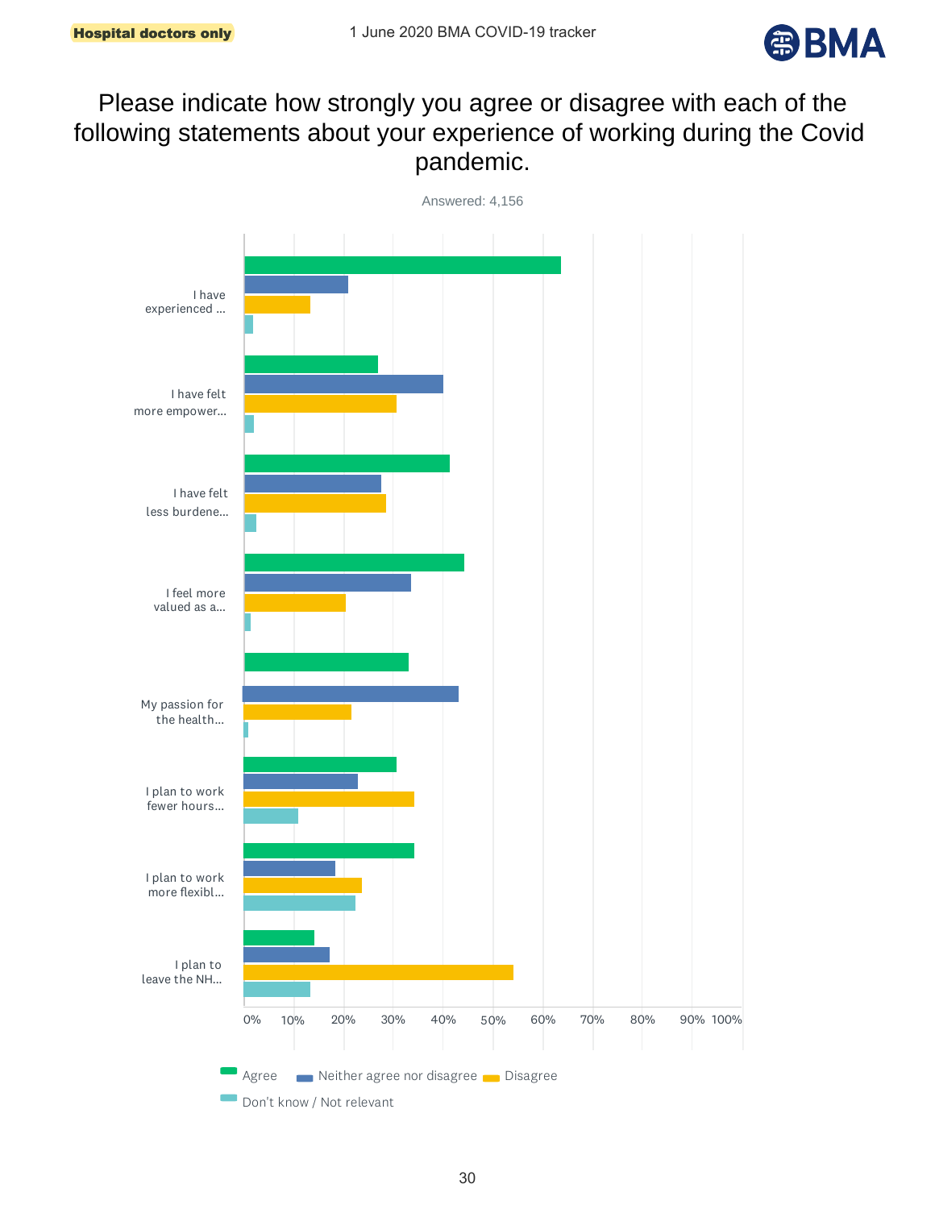Hospital doctors only

1 June 2020 BMA COVID-19 tracker

# Please indicate how strongly you agree or disagree with each of the following statements about your experience of working during the Covid pandemic.

Answered: 4,156

I have experienced ...

I have felt more empower...

I have felt less burdene...

I feel more valued as a...

My passion for the health...

I plan to work fewer hours...

I plan to work more flexibl...

I plan to leave the NH...

0% 10% 20% 30% 40% 50% 60% 70% 80% 90% 100%

Agree | Neither agree nor disagree | Disagree | Don't know / Not relevant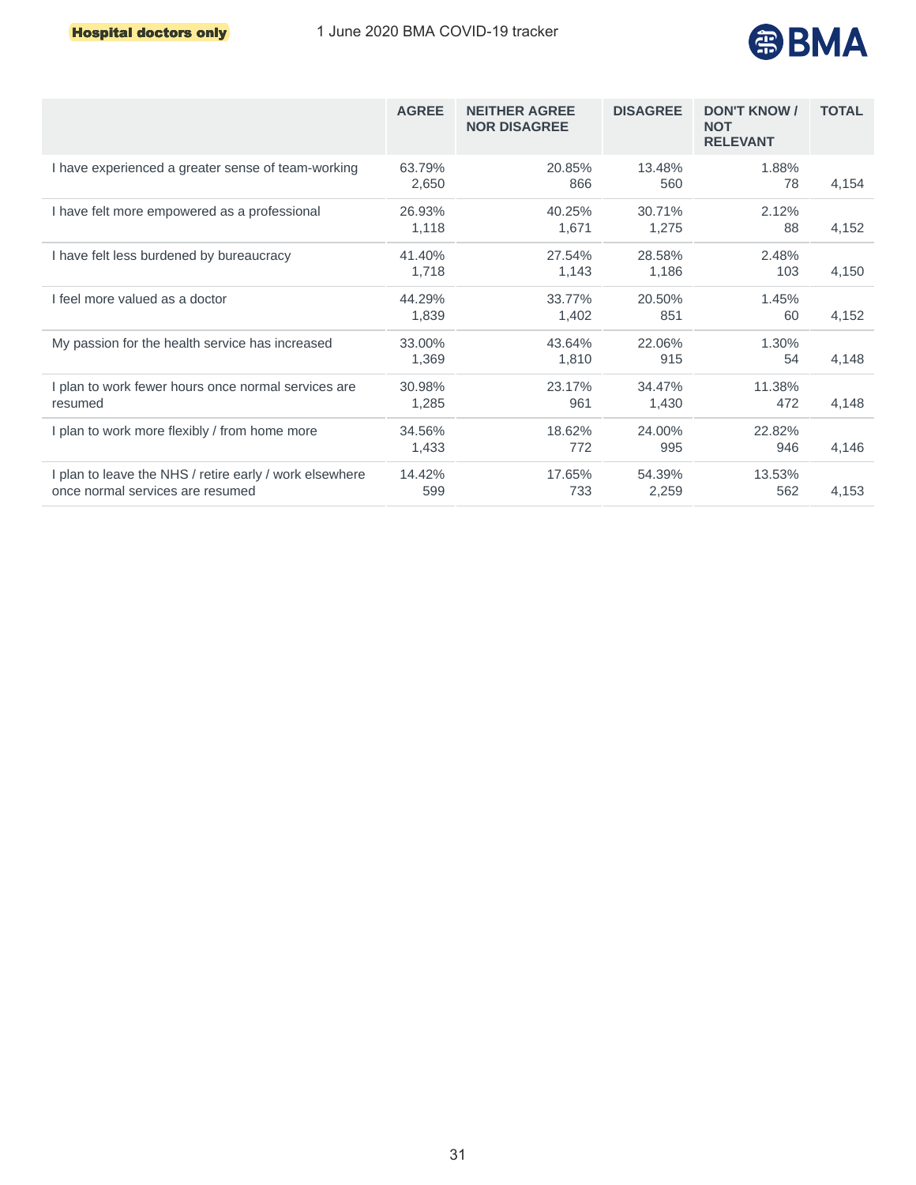**Hospital doctors only**

| | AGREE | NEITHER AGREE NOR DISAGREE | DISAGREE | DON'T KNOW / NOT RELEVANT | TOTAL |
|---|---|---|---|---|---|
| I have experienced a greater sense of team-working | 63.79% 2,650 | 20.85% 866 | 13.48% 560 | 1.88% 78 | 4,154 |
| I have felt more empowered as a professional | 26.93% 1,118 | 40.25% 1,671 | 30.71% 1,275 | 2.12% 88 | 4,152 |
| I have felt less burdened by bureaucracy | 41.40% 1,718 | 27.54% 1,143 | 28.58% 1,186 | 2.48% 103 | 4,150 |
| I feel more valued as a doctor | 44.29% 1,839 | 33.77% 1,402 | 20.50% 851 | 1.45% 60 | 4,152 |
| My passion for the health service has increased | 33.00% 1,369 | 43.64% 1,810 | 22.06% 915 | 1.30% 54 | 4,148 |
| I plan to work fewer hours once normal services are resumed | 30.98% 1,285 | 23.17% 961 | 34.47% 1,430 | 11.38% 472 | 4,148 |
| I plan to work more flexibly / from home more | 34.56% 1,433 | 18.62% 772 | 24.00% 995 | 22.82% 946 | 4,146 |
| I plan to leave the NHS / retire early / work elsewhere once normal services are resumed | 14.42% 599 | 17.65% 733 | 54.39% 2,259 | 13.53% 562 | 4,153 |